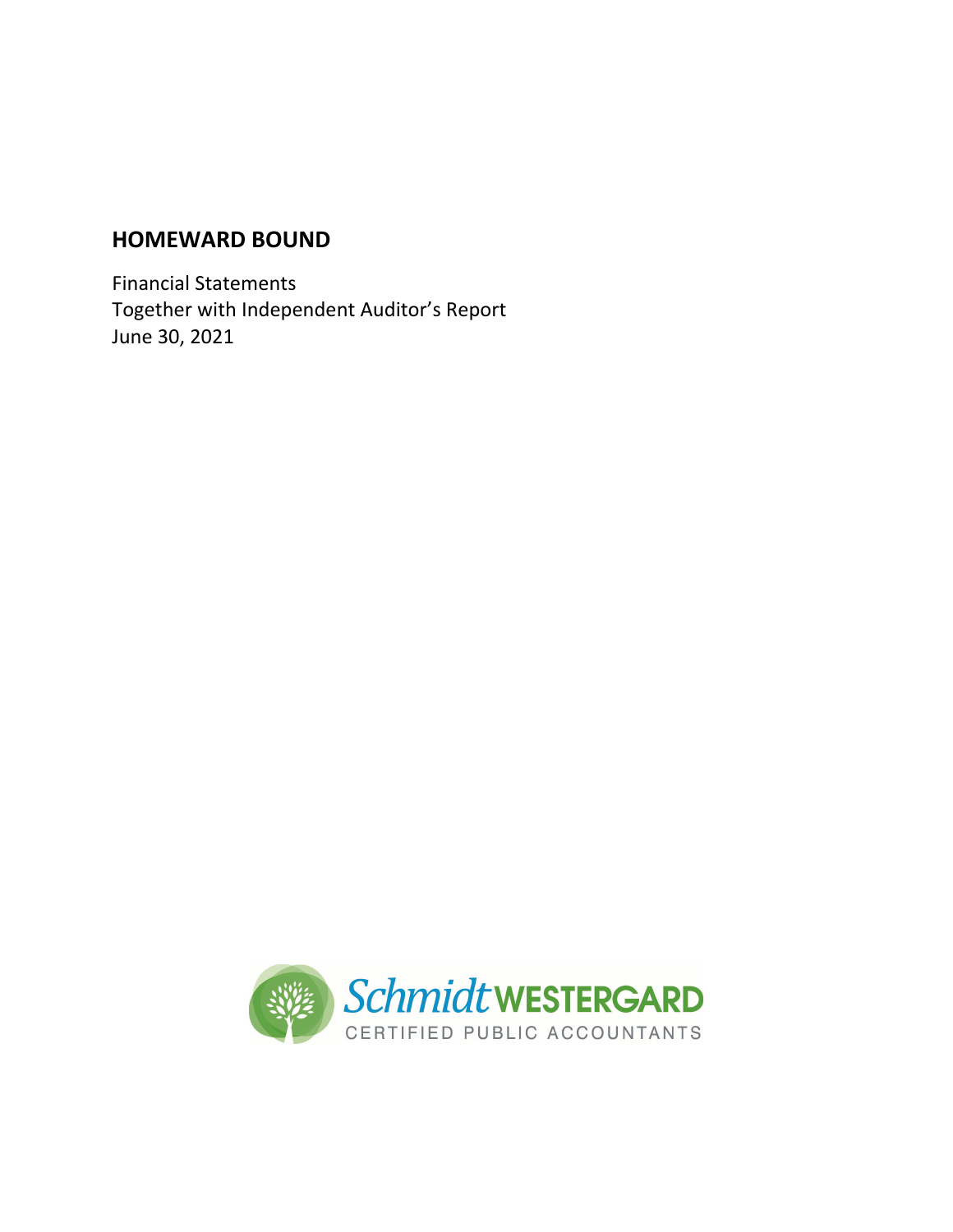# HOMEWARD BOUND

Financial Statements
Together with Independent Auditor's Report
June 30, 2021

Schmidt WESTERGARD
CERTIFIED PUBLIC ACCOUNTANTS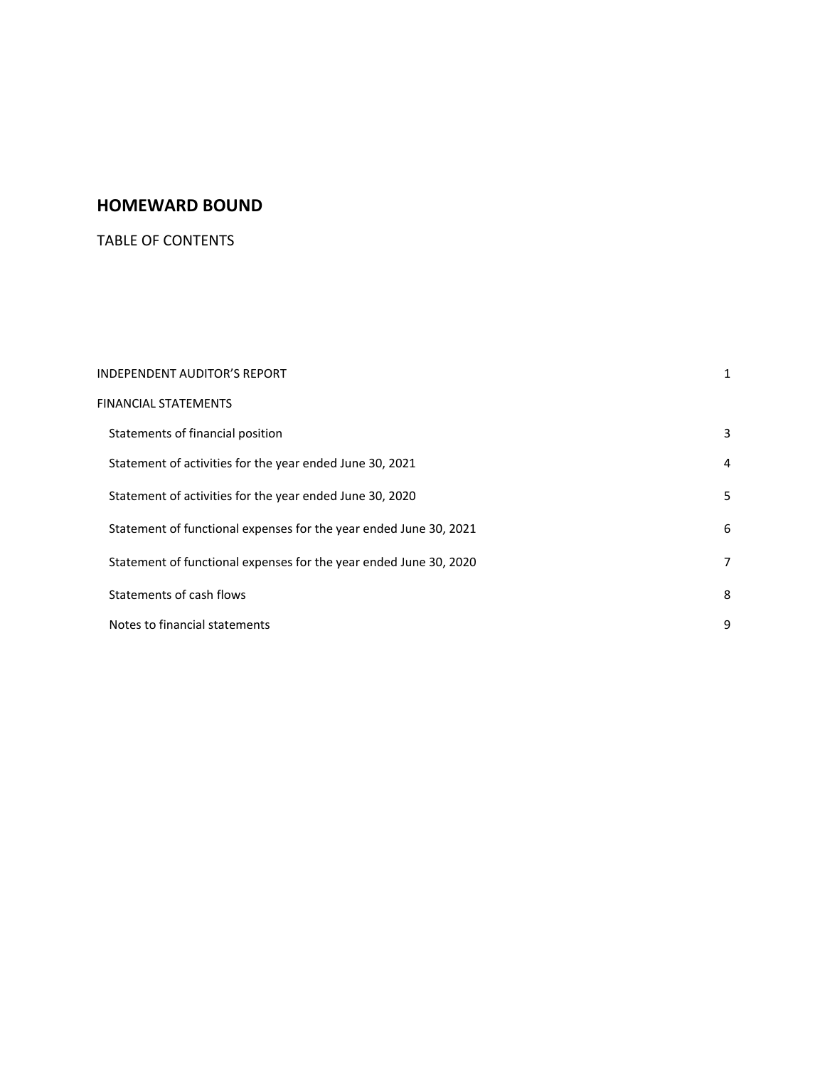# HOMEWARD BOUND

## TABLE OF CONTENTS

| | |
|---|---|
| INDEPENDENT AUDITOR'S REPORT | 1 |
| FINANCIAL STATEMENTS | |
| Statements of financial position | 3 |
| Statement of activities for the year ended June 30, 2021 | 4 |
| Statement of activities for the year ended June 30, 2020 | 5 |
| Statement of functional expenses for the year ended June 30, 2021 | 6 |
| Statement of functional expenses for the year ended June 30, 2020 | 7 |
| Statements of cash flows | 8 |
| Notes to financial statements | 9 |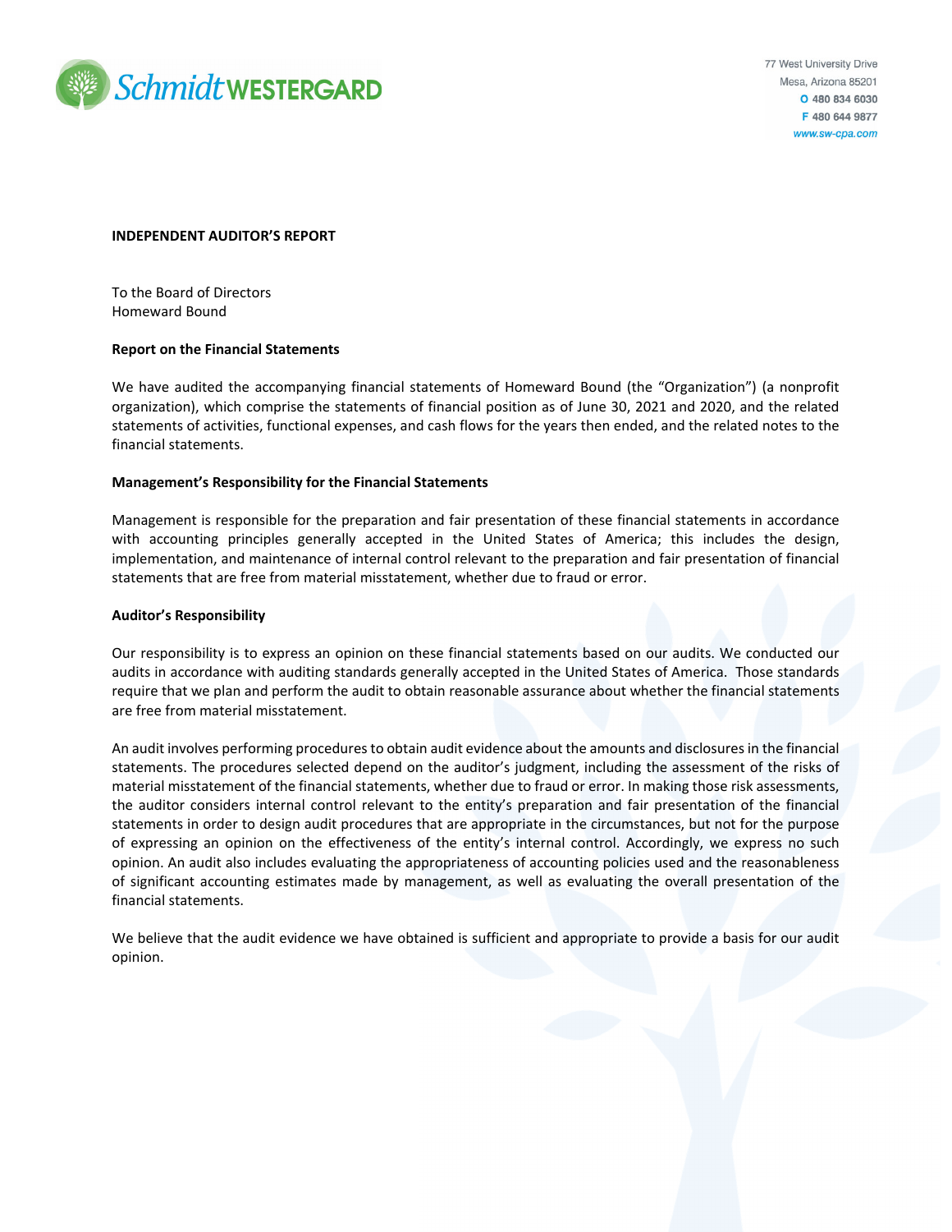Schmidt WESTERGARD

77 West University Drive
Mesa, Arizona 85201
O 480 834 6030
F 480 644 9877
www.sw-cpa.com

**INDEPENDENT AUDITOR'S REPORT**

To the Board of Directors
Homeward Bound

**Report on the Financial Statements**

We have audited the accompanying financial statements of Homeward Bound (the "Organization") (a nonprofit organization), which comprise the statements of financial position as of June 30, 2021 and 2020, and the related statements of activities, functional expenses, and cash flows for the years then ended, and the related notes to the financial statements.

**Management's Responsibility for the Financial Statements**

Management is responsible for the preparation and fair presentation of these financial statements in accordance with accounting principles generally accepted in the United States of America; this includes the design, implementation, and maintenance of internal control relevant to the preparation and fair presentation of financial statements that are free from material misstatement, whether due to fraud or error.

**Auditor's Responsibility**

Our responsibility is to express an opinion on these financial statements based on our audits. We conducted our audits in accordance with auditing standards generally accepted in the United States of America. Those standards require that we plan and perform the audit to obtain reasonable assurance about whether the financial statements are free from material misstatement.

An audit involves performing procedures to obtain audit evidence about the amounts and disclosures in the financial statements. The procedures selected depend on the auditor's judgment, including the assessment of the risks of material misstatement of the financial statements, whether due to fraud or error. In making those risk assessments, the auditor considers internal control relevant to the entity's preparation and fair presentation of the financial statements in order to design audit procedures that are appropriate in the circumstances, but not for the purpose of expressing an opinion on the effectiveness of the entity's internal control. Accordingly, we express no such opinion. An audit also includes evaluating the appropriateness of accounting policies used and the reasonableness of significant accounting estimates made by management, as well as evaluating the overall presentation of the financial statements.

We believe that the audit evidence we have obtained is sufficient and appropriate to provide a basis for our audit opinion.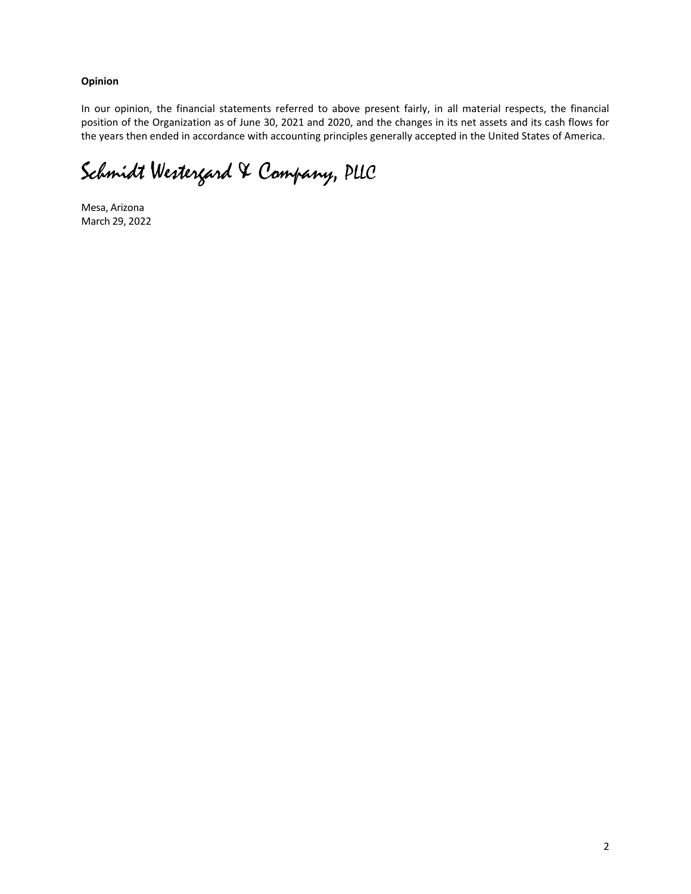**Opinion**

In our opinion, the financial statements referred to above present fairly, in all material respects, the financial position of the Organization as of June 30, 2021 and 2020, and the changes in its net assets and its cash flows for the years then ended in accordance with accounting principles generally accepted in the United States of America.

Schmidt Westergard & Company, PLLC

Mesa, Arizona
March 29, 2022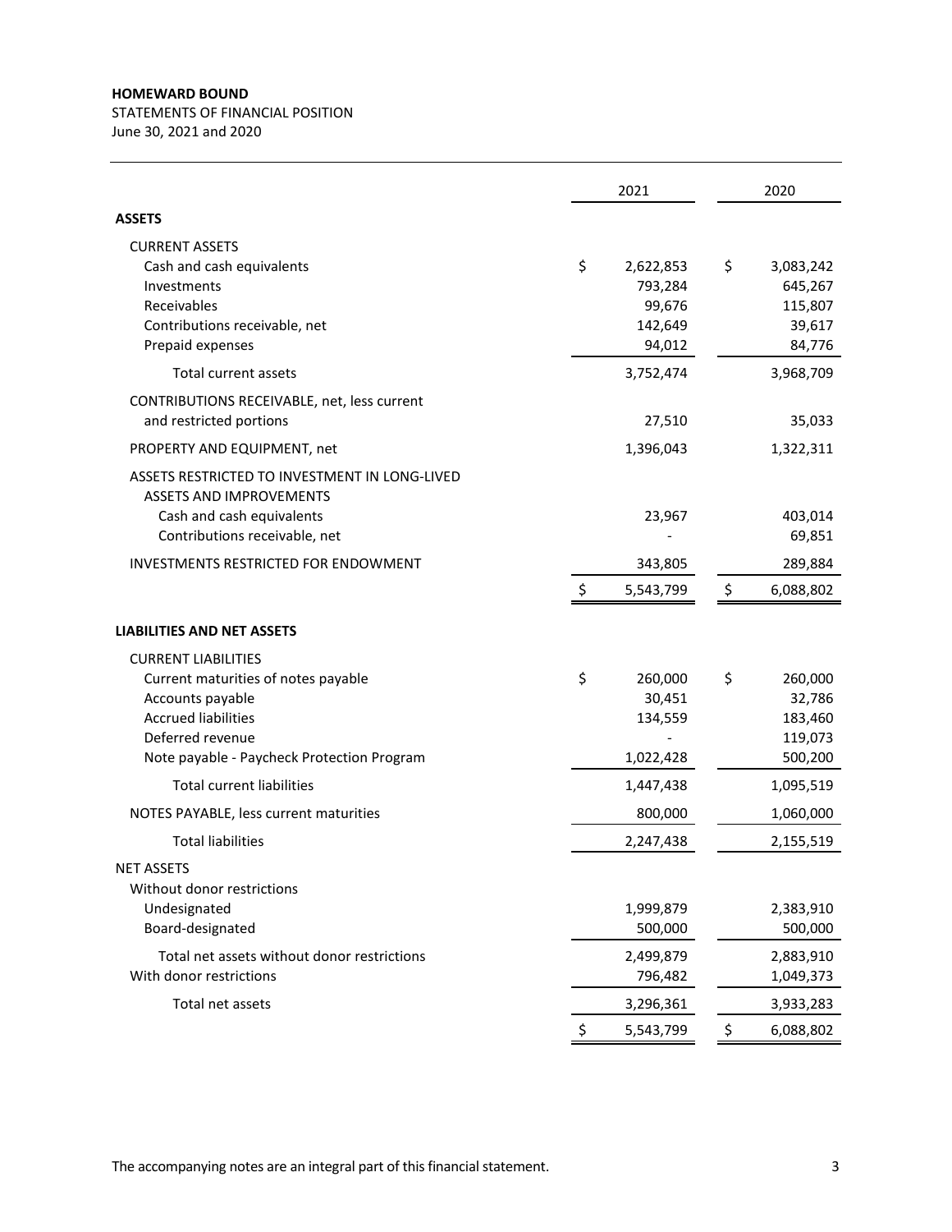**HOMEWARD BOUND**

STATEMENTS OF FINANCIAL POSITION

June 30, 2021 and 2020

| | 2021 | 2020 |
|---|---|---|
| **ASSETS** | | |
| CURRENT ASSETS | | |
| Cash and cash equivalents | $ 2,622,853 | $ 3,083,242 |
| Investments | 793,284 | 645,267 |
| Receivables | 99,676 | 115,807 |
| Contributions receivable, net | 142,649 | 39,617 |
| Prepaid expenses | 94,012 | 84,776 |
| Total current assets | 3,752,474 | 3,968,709 |
| CONTRIBUTIONS RECEIVABLE, net, less current and restricted portions | 27,510 | 35,033 |
| PROPERTY AND EQUIPMENT, net | 1,396,043 | 1,322,311 |
| ASSETS RESTRICTED TO INVESTMENT IN LONG-LIVED ASSETS AND IMPROVEMENTS | | |
| Cash and cash equivalents | 23,967 | 403,014 |
| Contributions receivable, net | - | 69,851 |
| INVESTMENTS RESTRICTED FOR ENDOWMENT | 343,805 | 289,884 |
| | $ 5,543,799 | $ 6,088,802 |
| **LIABILITIES AND NET ASSETS** | | |
| CURRENT LIABILITIES | | |
| Current maturities of notes payable | $ 260,000 | $ 260,000 |
| Accounts payable | 30,451 | 32,786 |
| Accrued liabilities | 134,559 | 183,460 |
| Deferred revenue | - | 119,073 |
| Note payable - Paycheck Protection Program | 1,022,428 | 500,200 |
| Total current liabilities | 1,447,438 | 1,095,519 |
| NOTES PAYABLE, less current maturities | 800,000 | 1,060,000 |
| Total liabilities | 2,247,438 | 2,155,519 |
| NET ASSETS | | |
| Without donor restrictions | | |
| Undesignated | 1,999,879 | 2,383,910 |
| Board-designated | 500,000 | 500,000 |
| Total net assets without donor restrictions | 2,499,879 | 2,883,910 |
| With donor restrictions | 796,482 | 1,049,373 |
| Total net assets | 3,296,361 | 3,933,283 |
| | $ 5,543,799 | $ 6,088,802 |

The accompanying notes are an integral part of this financial statement.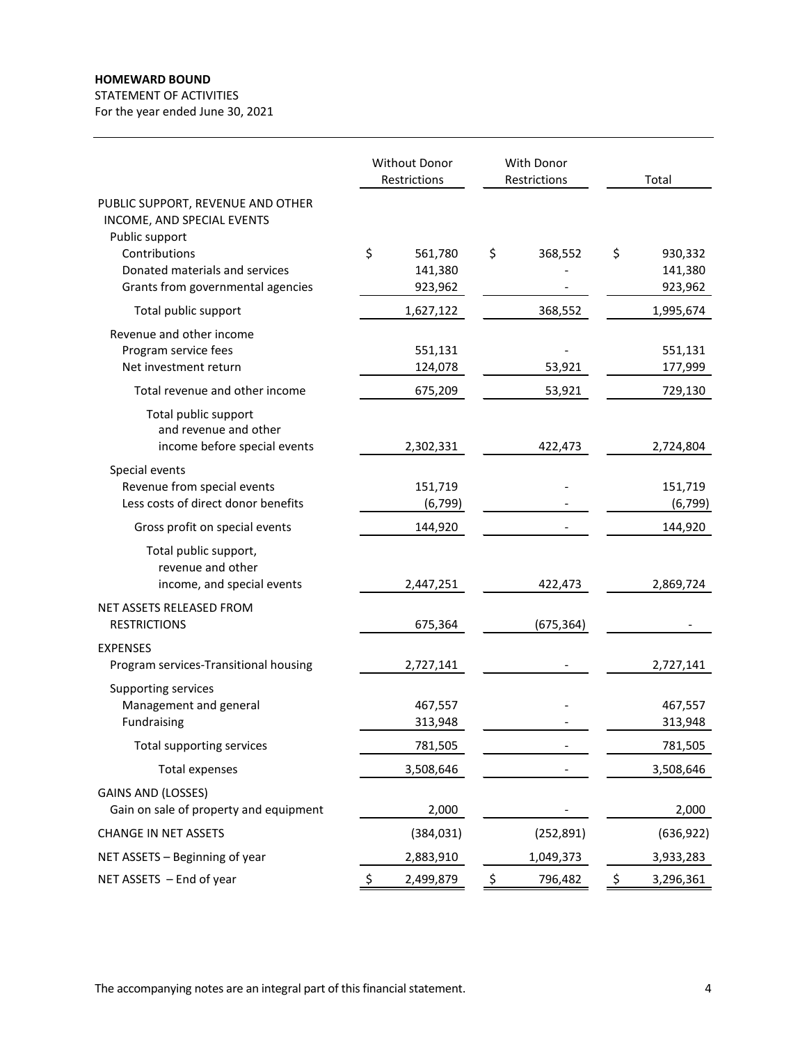**HOMEWARD BOUND**

STATEMENT OF ACTIVITIES

For the year ended June 30, 2021

| | Without Donor Restrictions | With Donor Restrictions | Total |
|---|---|---|---|
| PUBLIC SUPPORT, REVENUE AND OTHER INCOME, AND SPECIAL EVENTS | | | |
| Public support | | | |
| Contributions | $ 561,780 | $ 368,552 | $ 930,332 |
| Donated materials and services | 141,380 | - | 141,380 |
| Grants from governmental agencies | 923,962 | - | 923,962 |
| Total public support | 1,627,122 | 368,552 | 1,995,674 |
| Revenue and other income | | | |
| Program service fees | 551,131 | - | 551,131 |
| Net investment return | 124,078 | 53,921 | 177,999 |
| Total revenue and other income | 675,209 | 53,921 | 729,130 |
| Total public support and revenue and other income before special events | 2,302,331 | 422,473 | 2,724,804 |
| Special events | | | |
| Revenue from special events | 151,719 | - | 151,719 |
| Less costs of direct donor benefits | (6,799) | - | (6,799) |
| Gross profit on special events | 144,920 | - | 144,920 |
| Total public support, revenue and other income, and special events | 2,447,251 | 422,473 | 2,869,724 |
| NET ASSETS RELEASED FROM RESTRICTIONS | 675,364 | (675,364) | - |
| EXPENSES | | | |
| Program services-Transitional housing | 2,727,141 | - | 2,727,141 |
| Supporting services | | | |
| Management and general | 467,557 | - | 467,557 |
| Fundraising | 313,948 | - | 313,948 |
| Total supporting services | 781,505 | - | 781,505 |
| Total expenses | 3,508,646 | - | 3,508,646 |
| GAINS AND (LOSSES) | | | |
| Gain on sale of property and equipment | 2,000 | - | 2,000 |
| CHANGE IN NET ASSETS | (384,031) | (252,891) | (636,922) |
| NET ASSETS – Beginning of year | 2,883,910 | 1,049,373 | 3,933,283 |
| NET ASSETS – End of year | $ 2,499,879 | $ 796,482 | $ 3,296,361 |

The accompanying notes are an integral part of this financial statement.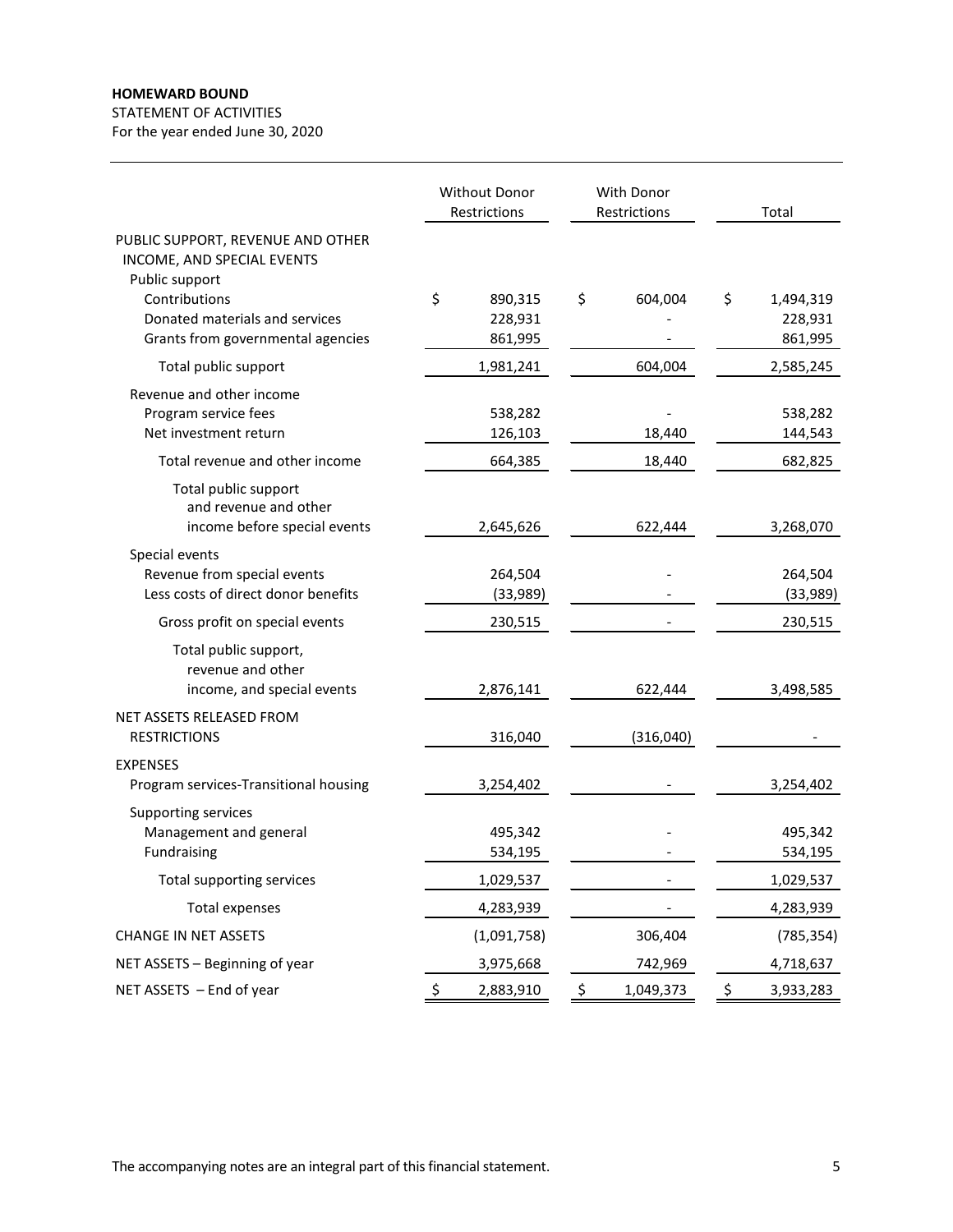**HOMEWARD BOUND**

STATEMENT OF ACTIVITIES

For the year ended June 30, 2020

| | Without Donor Restrictions | With Donor Restrictions | Total |
|---|---|---|---|
| PUBLIC SUPPORT, REVENUE AND OTHER INCOME, AND SPECIAL EVENTS | | | |
| Public support | | | |
| Contributions | $ 890,315 | $ 604,004 | $ 1,494,319 |
| Donated materials and services | 228,931 | - | 228,931 |
| Grants from governmental agencies | 861,995 | - | 861,995 |
| Total public support | 1,981,241 | 604,004 | 2,585,245 |
| Revenue and other income | | | |
| Program service fees | 538,282 | - | 538,282 |
| Net investment return | 126,103 | 18,440 | 144,543 |
| Total revenue and other income | 664,385 | 18,440 | 682,825 |
| Total public support and revenue and other income before special events | 2,645,626 | 622,444 | 3,268,070 |
| Special events | | | |
| Revenue from special events | 264,504 | - | 264,504 |
| Less costs of direct donor benefits | (33,989) | - | (33,989) |
| Gross profit on special events | 230,515 | - | 230,515 |
| Total public support, revenue and other income, and special events | 2,876,141 | 622,444 | 3,498,585 |
| NET ASSETS RELEASED FROM RESTRICTIONS | 316,040 | (316,040) | - |
| EXPENSES | | | |
| Program services-Transitional housing | 3,254,402 | - | 3,254,402 |
| Supporting services | | | |
| Management and general | 495,342 | - | 495,342 |
| Fundraising | 534,195 | - | 534,195 |
| Total supporting services | 1,029,537 | - | 1,029,537 |
| Total expenses | 4,283,939 | - | 4,283,939 |
| CHANGE IN NET ASSETS | (1,091,758) | 306,404 | (785,354) |
| NET ASSETS – Beginning of year | 3,975,668 | 742,969 | 4,718,637 |
| NET ASSETS – End of year | $ 2,883,910 | $ 1,049,373 | $ 3,933,283 |

The accompanying notes are an integral part of this financial statement.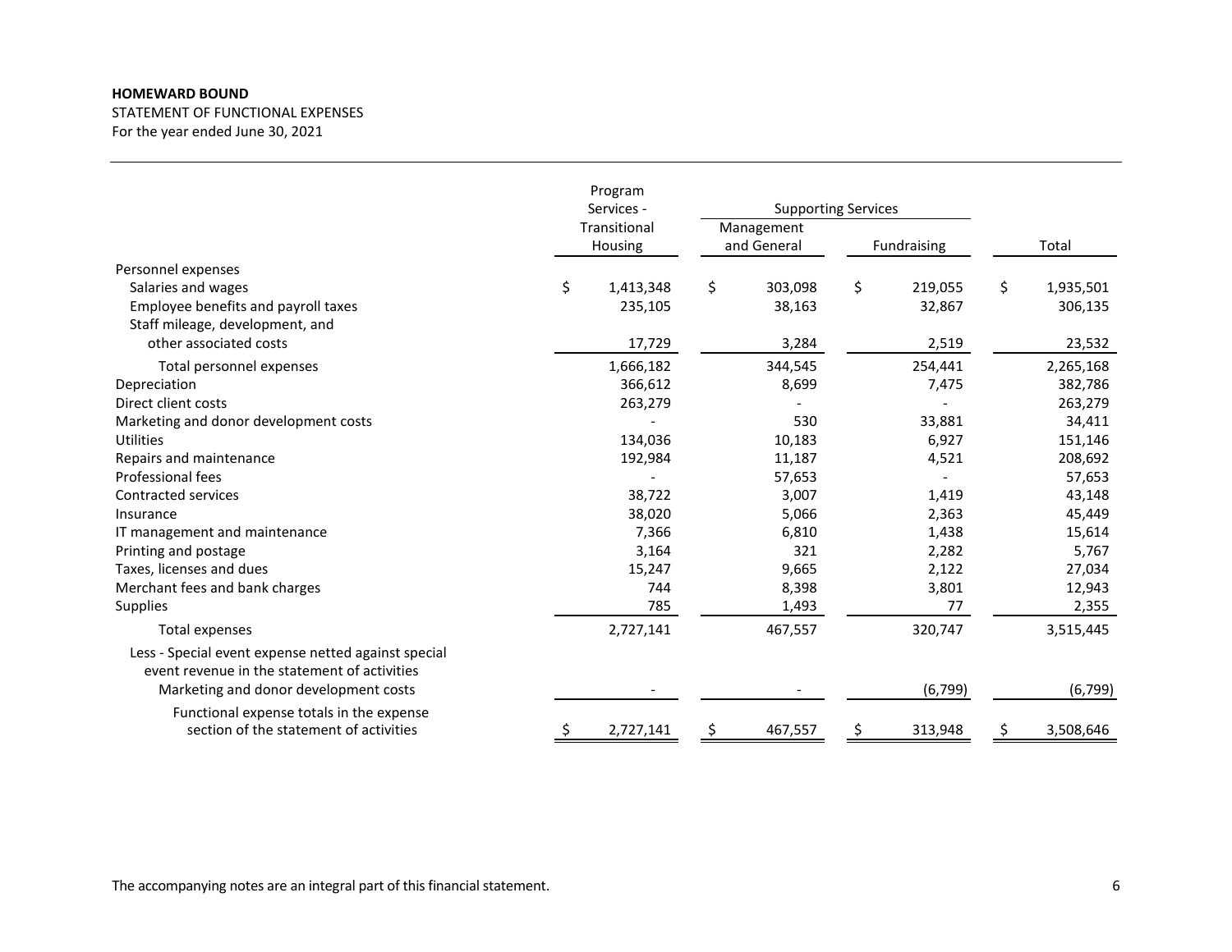**HOMEWARD BOUND**

STATEMENT OF FUNCTIONAL EXPENSES

For the year ended June 30, 2021

| | Program Services - Transitional Housing | Supporting Services | | Total |
|---|---|---|---|---|
| | | Management and General | Fundraising | |
| Personnel expenses | | | | |
| Salaries and wages | $ 1,413,348 | $ 303,098 | $ 219,055 | $ 1,935,501 |
| Employee benefits and payroll taxes | 235,105 | 38,163 | 32,867 | 306,135 |
| Staff mileage, development, and other associated costs | 17,729 | 3,284 | 2,519 | 23,532 |
| Total personnel expenses | 1,666,182 | 344,545 | 254,441 | 2,265,168 |
| Depreciation | 366,612 | 8,699 | 7,475 | 382,786 |
| Direct client costs | 263,279 | - | - | 263,279 |
| Marketing and donor development costs | - | 530 | 33,881 | 34,411 |
| Utilities | 134,036 | 10,183 | 6,927 | 151,146 |
| Repairs and maintenance | 192,984 | 11,187 | 4,521 | 208,692 |
| Professional fees | - | 57,653 | - | 57,653 |
| Contracted services | 38,722 | 3,007 | 1,419 | 43,148 |
| Insurance | 38,020 | 5,066 | 2,363 | 45,449 |
| IT management and maintenance | 7,366 | 6,810 | 1,438 | 15,614 |
| Printing and postage | 3,164 | 321 | 2,282 | 5,767 |
| Taxes, licenses and dues | 15,247 | 9,665 | 2,122 | 27,034 |
| Merchant fees and bank charges | 744 | 8,398 | 3,801 | 12,943 |
| Supplies | 785 | 1,493 | 77 | 2,355 |
| Total expenses | 2,727,141 | 467,557 | 320,747 | 3,515,445 |
| Less - Special event expense netted against special event revenue in the statement of activities | | | | |
| Marketing and donor development costs | - | - | (6,799) | (6,799) |
| Functional expense totals in the expense section of the statement of activities | $ 2,727,141 | $ 467,557 | $ 313,948 | $ 3,508,646 |

The accompanying notes are an integral part of this financial statement.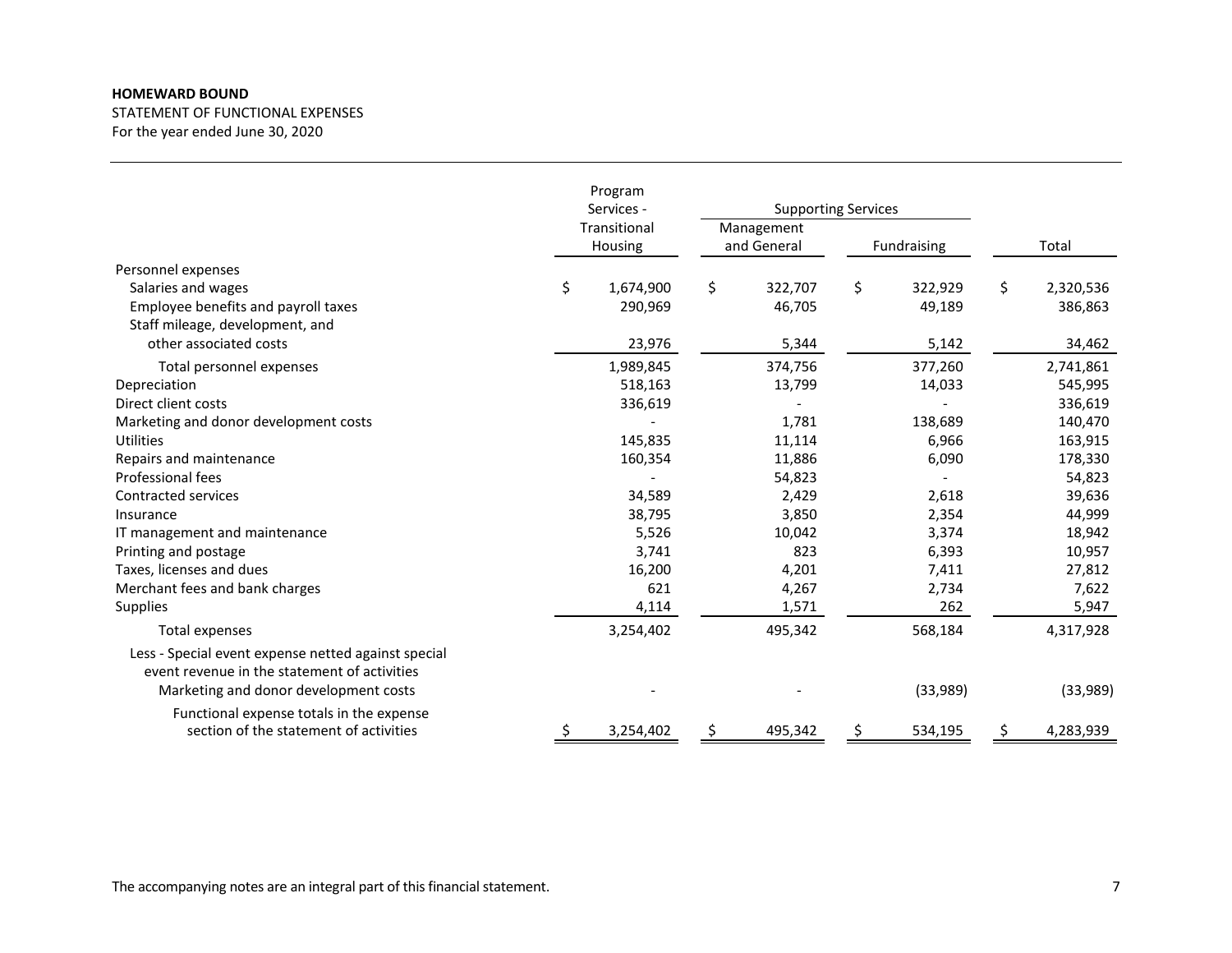**HOMEWARD BOUND**
STATEMENT OF FUNCTIONAL EXPENSES
For the year ended June 30, 2020

| | Program Services - Transitional Housing | Supporting Services | | Total |
|---|---|---|---|---|
| | | Management and General | Fundraising | |
| Personnel expenses | | | | |
| Salaries and wages | $ 1,674,900 | $ 322,707 | $ 322,929 | $ 2,320,536 |
| Employee benefits and payroll taxes | 290,969 | 46,705 | 49,189 | 386,863 |
| Staff mileage, development, and other associated costs | 23,976 | 5,344 | 5,142 | 34,462 |
| Total personnel expenses | 1,989,845 | 374,756 | 377,260 | 2,741,861 |
| Depreciation | 518,163 | 13,799 | 14,033 | 545,995 |
| Direct client costs | 336,619 | - | - | 336,619 |
| Marketing and donor development costs | - | 1,781 | 138,689 | 140,470 |
| Utilities | 145,835 | 11,114 | 6,966 | 163,915 |
| Repairs and maintenance | 160,354 | 11,886 | 6,090 | 178,330 |
| Professional fees | - | 54,823 | - | 54,823 |
| Contracted services | 34,589 | 2,429 | 2,618 | 39,636 |
| Insurance | 38,795 | 3,850 | 2,354 | 44,999 |
| IT management and maintenance | 5,526 | 10,042 | 3,374 | 18,942 |
| Printing and postage | 3,741 | 823 | 6,393 | 10,957 |
| Taxes, licenses and dues | 16,200 | 4,201 | 7,411 | 27,812 |
| Merchant fees and bank charges | 621 | 4,267 | 2,734 | 7,622 |
| Supplies | 4,114 | 1,571 | 262 | 5,947 |
| Total expenses | 3,254,402 | 495,342 | 568,184 | 4,317,928 |
| Less - Special event expense netted against special event revenue in the statement of activities | | | | |
| Marketing and donor development costs | - | - | (33,989) | (33,989) |
| Functional expense totals in the expense section of the statement of activities | $ 3,254,402 | $ 495,342 | $ 534,195 | $ 4,283,939 |

The accompanying notes are an integral part of this financial statement.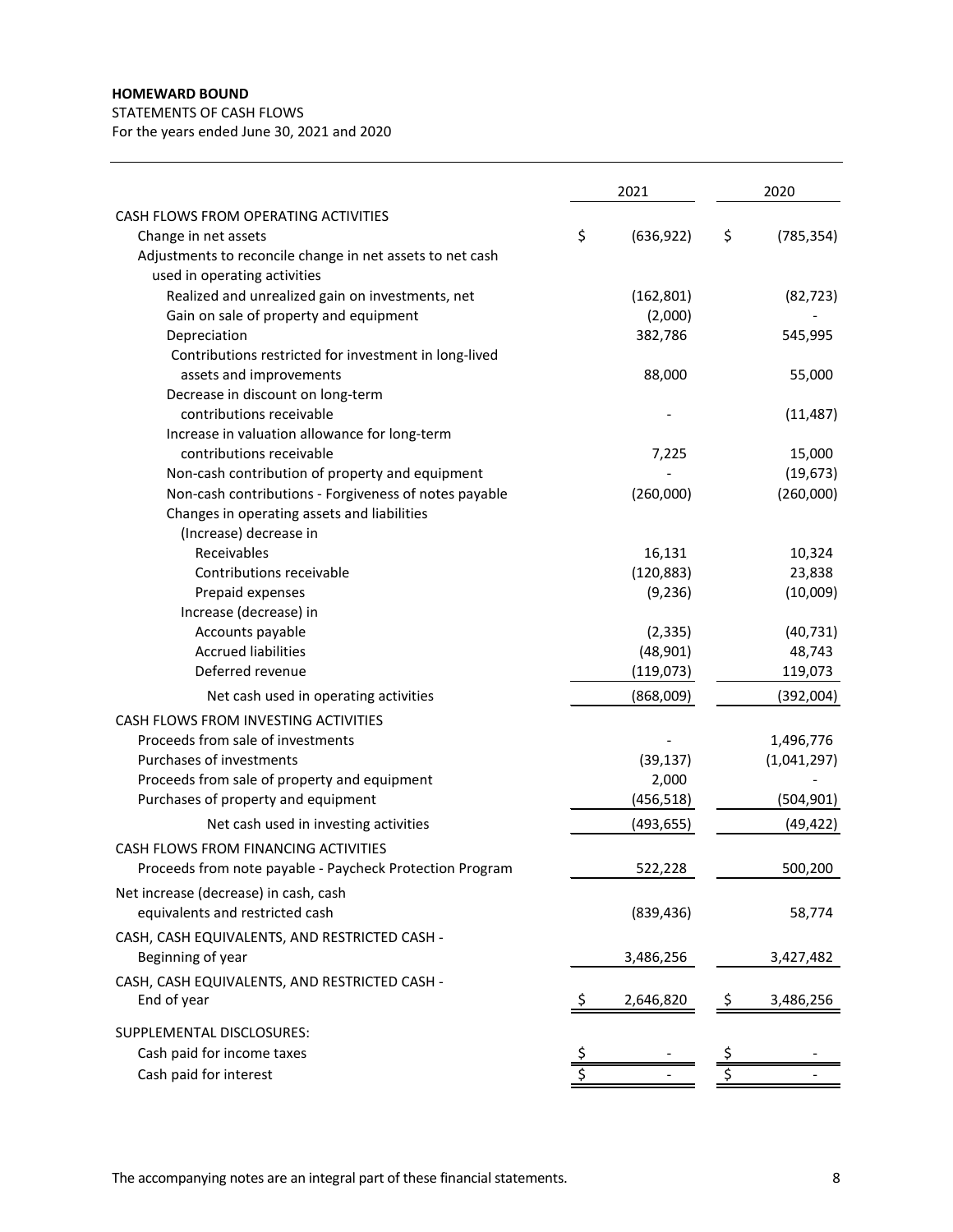**HOMEWARD BOUND**

STATEMENTS OF CASH FLOWS

For the years ended June 30, 2021 and 2020

| | 2021 | 2020 |
|---|---|---|
| CASH FLOWS FROM OPERATING ACTIVITIES | | |
| Change in net assets | $ (636,922) | $ (785,354) |
| Adjustments to reconcile change in net assets to net cash used in operating activities | | |
| Realized and unrealized gain on investments, net | (162,801) | (82,723) |
| Gain on sale of property and equipment | (2,000) | - |
| Depreciation | 382,786 | 545,995 |
| Contributions restricted for investment in long-lived assets and improvements | 88,000 | 55,000 |
| Decrease in discount on long-term contributions receivable | - | (11,487) |
| Increase in valuation allowance for long-term contributions receivable | 7,225 | 15,000 |
| Non-cash contribution of property and equipment | - | (19,673) |
| Non-cash contributions - Forgiveness of notes payable | (260,000) | (260,000) |
| Changes in operating assets and liabilities | | |
| (Increase) decrease in | | |
| Receivables | 16,131 | 10,324 |
| Contributions receivable | (120,883) | 23,838 |
| Prepaid expenses | (9,236) | (10,009) |
| Increase (decrease) in | | |
| Accounts payable | (2,335) | (40,731) |
| Accrued liabilities | (48,901) | 48,743 |
| Deferred revenue | (119,073) | 119,073 |
| Net cash used in operating activities | (868,009) | (392,004) |
| CASH FLOWS FROM INVESTING ACTIVITIES | | |
| Proceeds from sale of investments | - | 1,496,776 |
| Purchases of investments | (39,137) | (1,041,297) |
| Proceeds from sale of property and equipment | 2,000 | - |
| Purchases of property and equipment | (456,518) | (504,901) |
| Net cash used in investing activities | (493,655) | (49,422) |
| CASH FLOWS FROM FINANCING ACTIVITIES | | |
| Proceeds from note payable - Paycheck Protection Program | 522,228 | 500,200 |
| Net increase (decrease) in cash, cash equivalents and restricted cash | (839,436) | 58,774 |
| CASH, CASH EQUIVALENTS, AND RESTRICTED CASH - Beginning of year | 3,486,256 | 3,427,482 |
| CASH, CASH EQUIVALENTS, AND RESTRICTED CASH - End of year | $ 2,646,820 | $ 3,486,256 |
| SUPPLEMENTAL DISCLOSURES: | | |
| Cash paid for income taxes | $ - | $ - |
| Cash paid for interest | $ - | $ - |

The accompanying notes are an integral part of these financial statements.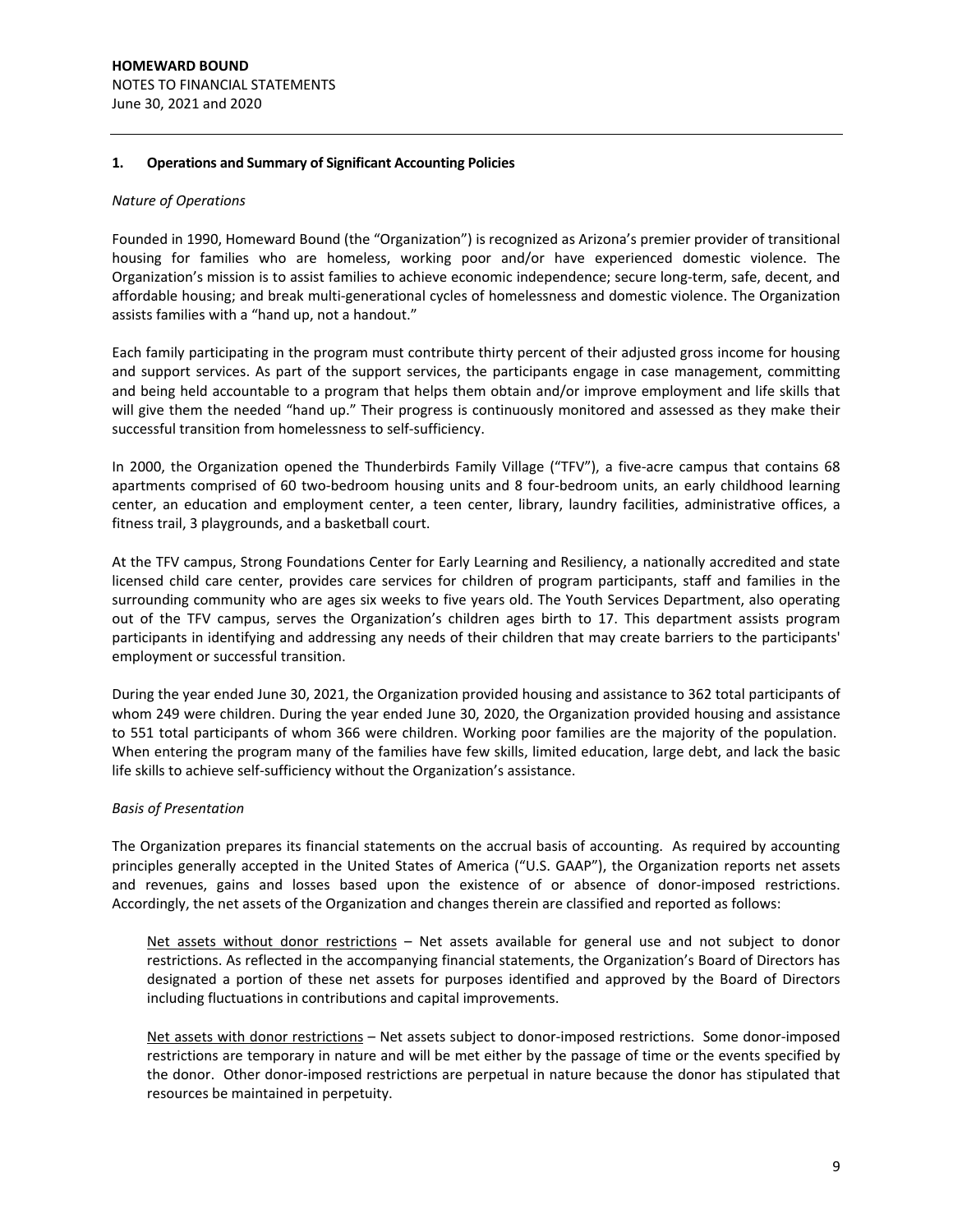## 1. Operations and Summary of Significant Accounting Policies

*Nature of Operations*

Founded in 1990, Homeward Bound (the "Organization") is recognized as Arizona's premier provider of transitional housing for families who are homeless, working poor and/or have experienced domestic violence. The Organization's mission is to assist families to achieve economic independence; secure long-term, safe, decent, and affordable housing; and break multi-generational cycles of homelessness and domestic violence. The Organization assists families with a "hand up, not a handout."

Each family participating in the program must contribute thirty percent of their adjusted gross income for housing and support services. As part of the support services, the participants engage in case management, committing and being held accountable to a program that helps them obtain and/or improve employment and life skills that will give them the needed "hand up." Their progress is continuously monitored and assessed as they make their successful transition from homelessness to self-sufficiency.

In 2000, the Organization opened the Thunderbirds Family Village ("TFV"), a five-acre campus that contains 68 apartments comprised of 60 two-bedroom housing units and 8 four-bedroom units, an early childhood learning center, an education and employment center, a teen center, library, laundry facilities, administrative offices, a fitness trail, 3 playgrounds, and a basketball court.

At the TFV campus, Strong Foundations Center for Early Learning and Resiliency, a nationally accredited and state licensed child care center, provides care services for children of program participants, staff and families in the surrounding community who are ages six weeks to five years old. The Youth Services Department, also operating out of the TFV campus, serves the Organization's children ages birth to 17. This department assists program participants in identifying and addressing any needs of their children that may create barriers to the participants' employment or successful transition.

During the year ended June 30, 2021, the Organization provided housing and assistance to 362 total participants of whom 249 were children. During the year ended June 30, 2020, the Organization provided housing and assistance to 551 total participants of whom 366 were children. Working poor families are the majority of the population. When entering the program many of the families have few skills, limited education, large debt, and lack the basic life skills to achieve self-sufficiency without the Organization's assistance.

*Basis of Presentation*

The Organization prepares its financial statements on the accrual basis of accounting. As required by accounting principles generally accepted in the United States of America ("U.S. GAAP"), the Organization reports net assets and revenues, gains and losses based upon the existence of or absence of donor-imposed restrictions. Accordingly, the net assets of the Organization and changes therein are classified and reported as follows:

<u>Net assets without donor restrictions</u> – Net assets available for general use and not subject to donor restrictions. As reflected in the accompanying financial statements, the Organization's Board of Directors has designated a portion of these net assets for purposes identified and approved by the Board of Directors including fluctuations in contributions and capital improvements.

<u>Net assets with donor restrictions</u> – Net assets subject to donor-imposed restrictions. Some donor-imposed restrictions are temporary in nature and will be met either by the passage of time or the events specified by the donor. Other donor-imposed restrictions are perpetual in nature because the donor has stipulated that resources be maintained in perpetuity.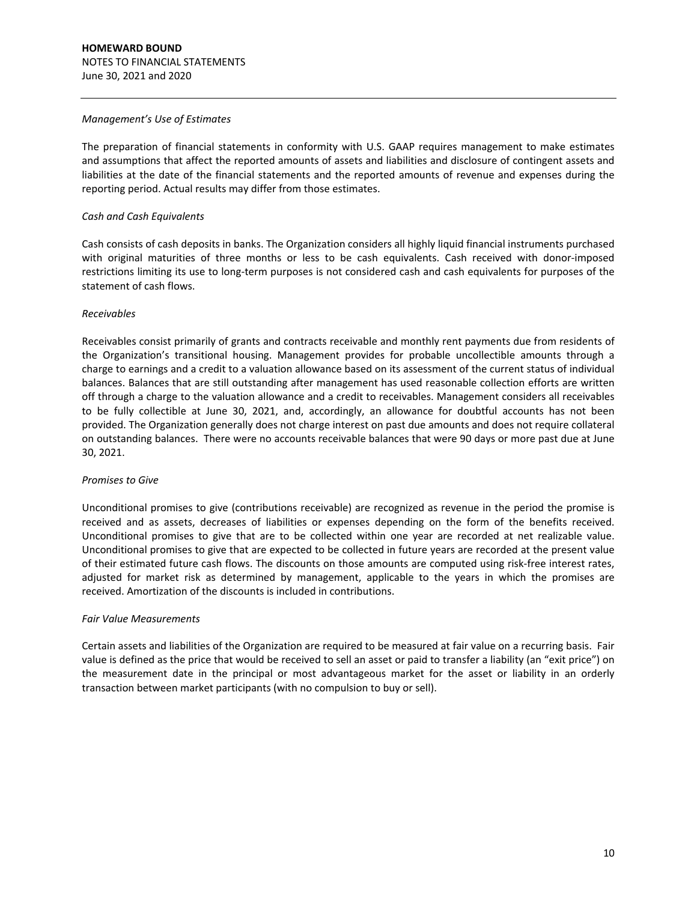*Management's Use of Estimates*

The preparation of financial statements in conformity with U.S. GAAP requires management to make estimates and assumptions that affect the reported amounts of assets and liabilities and disclosure of contingent assets and liabilities at the date of the financial statements and the reported amounts of revenue and expenses during the reporting period. Actual results may differ from those estimates.

*Cash and Cash Equivalents*

Cash consists of cash deposits in banks. The Organization considers all highly liquid financial instruments purchased with original maturities of three months or less to be cash equivalents. Cash received with donor-imposed restrictions limiting its use to long-term purposes is not considered cash and cash equivalents for purposes of the statement of cash flows.

*Receivables*

Receivables consist primarily of grants and contracts receivable and monthly rent payments due from residents of the Organization's transitional housing. Management provides for probable uncollectible amounts through a charge to earnings and a credit to a valuation allowance based on its assessment of the current status of individual balances. Balances that are still outstanding after management has used reasonable collection efforts are written off through a charge to the valuation allowance and a credit to receivables. Management considers all receivables to be fully collectible at June 30, 2021, and, accordingly, an allowance for doubtful accounts has not been provided. The Organization generally does not charge interest on past due amounts and does not require collateral on outstanding balances. There were no accounts receivable balances that were 90 days or more past due at June 30, 2021.

*Promises to Give*

Unconditional promises to give (contributions receivable) are recognized as revenue in the period the promise is received and as assets, decreases of liabilities or expenses depending on the form of the benefits received. Unconditional promises to give that are to be collected within one year are recorded at net realizable value. Unconditional promises to give that are expected to be collected in future years are recorded at the present value of their estimated future cash flows. The discounts on those amounts are computed using risk-free interest rates, adjusted for market risk as determined by management, applicable to the years in which the promises are received. Amortization of the discounts is included in contributions.

*Fair Value Measurements*

Certain assets and liabilities of the Organization are required to be measured at fair value on a recurring basis. Fair value is defined as the price that would be received to sell an asset or paid to transfer a liability (an "exit price") on the measurement date in the principal or most advantageous market for the asset or liability in an orderly transaction between market participants (with no compulsion to buy or sell).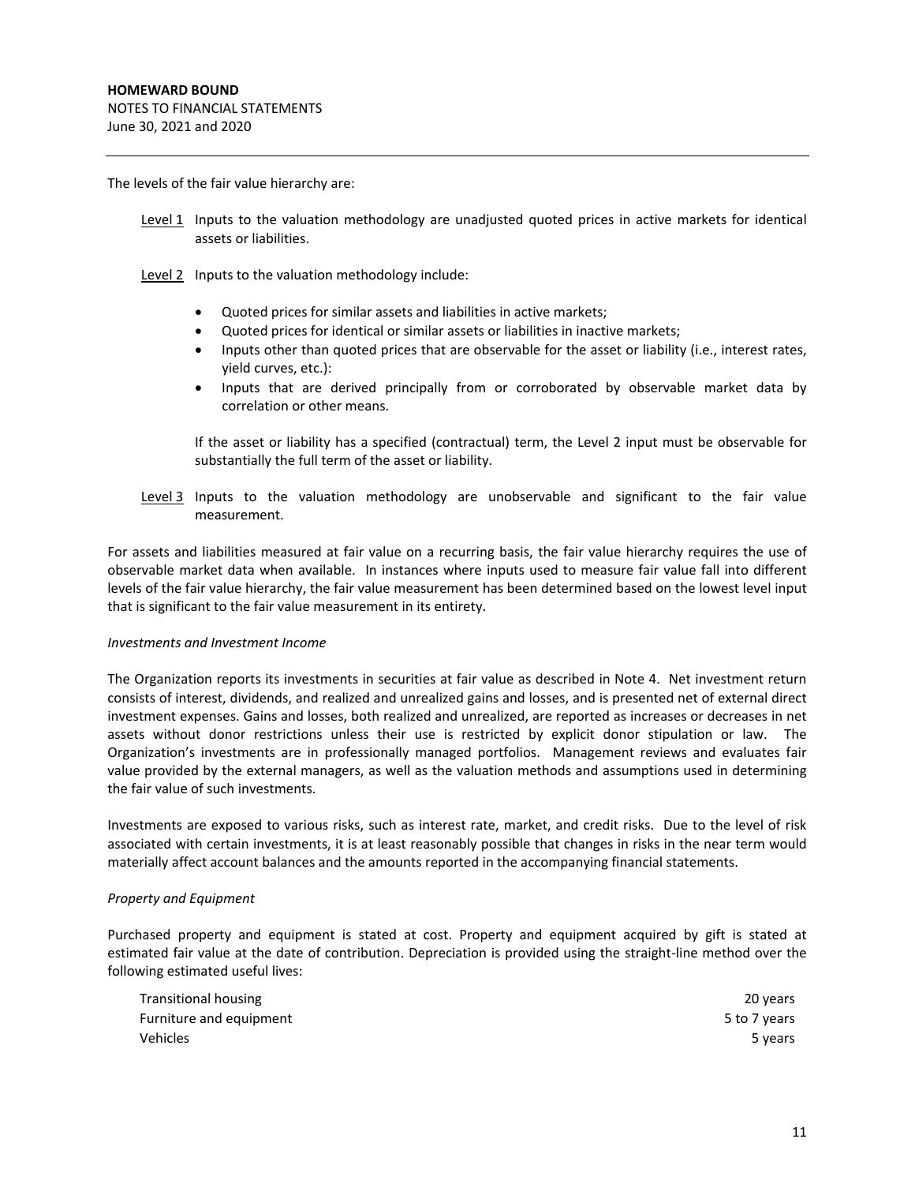The levels of the fair value hierarchy are:

<u>Level 1</u> Inputs to the valuation methodology are unadjusted quoted prices in active markets for identical assets or liabilities.

<u>Level 2</u> Inputs to the valuation methodology include:

- Quoted prices for similar assets and liabilities in active markets;
- Quoted prices for identical or similar assets or liabilities in inactive markets;
- Inputs other than quoted prices that are observable for the asset or liability (i.e., interest rates, yield curves, etc.):
- Inputs that are derived principally from or corroborated by observable market data by correlation or other means.

If the asset or liability has a specified (contractual) term, the Level 2 input must be observable for substantially the full term of the asset or liability.

<u>Level 3</u> Inputs to the valuation methodology are unobservable and significant to the fair value measurement.

For assets and liabilities measured at fair value on a recurring basis, the fair value hierarchy requires the use of observable market data when available. In instances where inputs used to measure fair value fall into different levels of the fair value hierarchy, the fair value measurement has been determined based on the lowest level input that is significant to the fair value measurement in its entirety.

*Investments and Investment Income*

The Organization reports its investments in securities at fair value as described in Note 4. Net investment return consists of interest, dividends, and realized and unrealized gains and losses, and is presented net of external direct investment expenses. Gains and losses, both realized and unrealized, are reported as increases or decreases in net assets without donor restrictions unless their use is restricted by explicit donor stipulation or law. The Organization's investments are in professionally managed portfolios. Management reviews and evaluates fair value provided by the external managers, as well as the valuation methods and assumptions used in determining the fair value of such investments.

Investments are exposed to various risks, such as interest rate, market, and credit risks. Due to the level of risk associated with certain investments, it is at least reasonably possible that changes in risks in the near term would materially affect account balances and the amounts reported in the accompanying financial statements.

*Property and Equipment*

Purchased property and equipment is stated at cost. Property and equipment acquired by gift is stated at estimated fair value at the date of contribution. Depreciation is provided using the straight-line method over the following estimated useful lives:

| | |
|---|---|
| Transitional housing | 20 years |
| Furniture and equipment | 5 to 7 years |
| Vehicles | 5 years |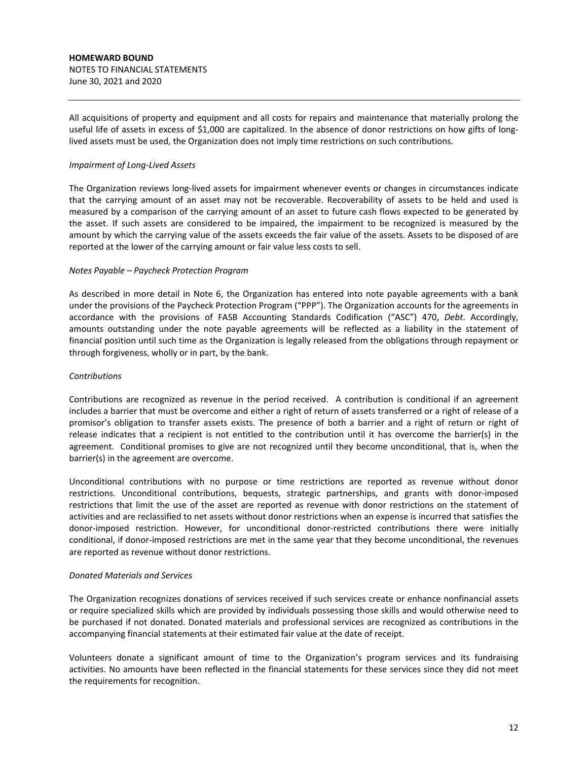All acquisitions of property and equipment and all costs for repairs and maintenance that materially prolong the useful life of assets in excess of $1,000 are capitalized. In the absence of donor restrictions on how gifts of long-lived assets must be used, the Organization does not imply time restrictions on such contributions.

*Impairment of Long-Lived Assets*

The Organization reviews long-lived assets for impairment whenever events or changes in circumstances indicate that the carrying amount of an asset may not be recoverable. Recoverability of assets to be held and used is measured by a comparison of the carrying amount of an asset to future cash flows expected to be generated by the asset. If such assets are considered to be impaired, the impairment to be recognized is measured by the amount by which the carrying value of the assets exceeds the fair value of the assets. Assets to be disposed of are reported at the lower of the carrying amount or fair value less costs to sell.

*Notes Payable – Paycheck Protection Program*

As described in more detail in Note 6, the Organization has entered into note payable agreements with a bank under the provisions of the Paycheck Protection Program ("PPP"). The Organization accounts for the agreements in accordance with the provisions of FASB Accounting Standards Codification ("ASC") 470, *Debt*. Accordingly, amounts outstanding under the note payable agreements will be reflected as a liability in the statement of financial position until such time as the Organization is legally released from the obligations through repayment or through forgiveness, wholly or in part, by the bank.

*Contributions*

Contributions are recognized as revenue in the period received. A contribution is conditional if an agreement includes a barrier that must be overcome and either a right of return of assets transferred or a right of release of a promisor's obligation to transfer assets exists. The presence of both a barrier and a right of return or right of release indicates that a recipient is not entitled to the contribution until it has overcome the barrier(s) in the agreement. Conditional promises to give are not recognized until they become unconditional, that is, when the barrier(s) in the agreement are overcome.

Unconditional contributions with no purpose or time restrictions are reported as revenue without donor restrictions. Unconditional contributions, bequests, strategic partnerships, and grants with donor-imposed restrictions that limit the use of the asset are reported as revenue with donor restrictions on the statement of activities and are reclassified to net assets without donor restrictions when an expense is incurred that satisfies the donor-imposed restriction. However, for unconditional donor-restricted contributions there were initially conditional, if donor-imposed restrictions are met in the same year that they become unconditional, the revenues are reported as revenue without donor restrictions.

*Donated Materials and Services*

The Organization recognizes donations of services received if such services create or enhance nonfinancial assets or require specialized skills which are provided by individuals possessing those skills and would otherwise need to be purchased if not donated. Donated materials and professional services are recognized as contributions in the accompanying financial statements at their estimated fair value at the date of receipt.

Volunteers donate a significant amount of time to the Organization's program services and its fundraising activities. No amounts have been reflected in the financial statements for these services since they did not meet the requirements for recognition.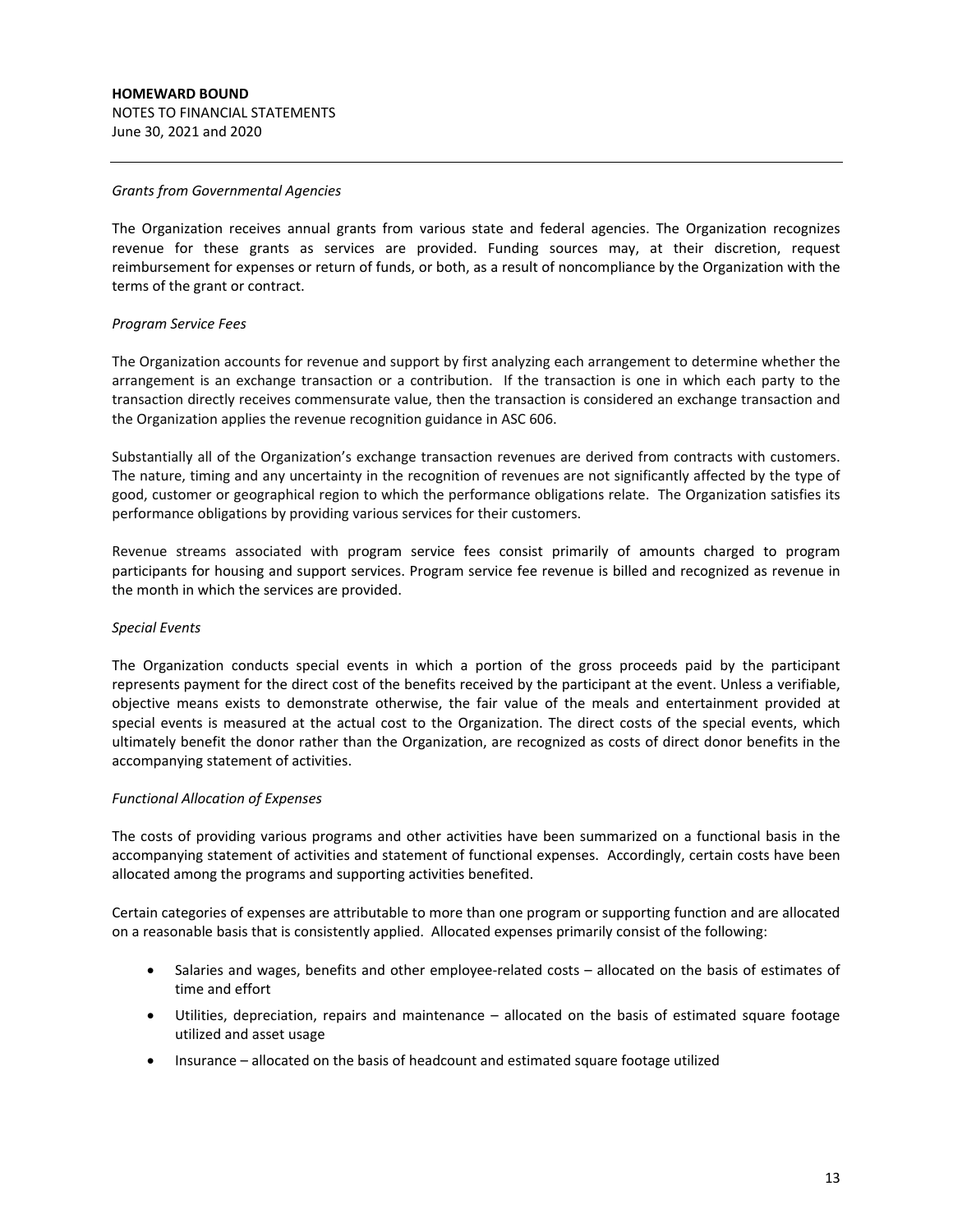*Grants from Governmental Agencies*

The Organization receives annual grants from various state and federal agencies. The Organization recognizes revenue for these grants as services are provided. Funding sources may, at their discretion, request reimbursement for expenses or return of funds, or both, as a result of noncompliance by the Organization with the terms of the grant or contract.

*Program Service Fees*

The Organization accounts for revenue and support by first analyzing each arrangement to determine whether the arrangement is an exchange transaction or a contribution. If the transaction is one in which each party to the transaction directly receives commensurate value, then the transaction is considered an exchange transaction and the Organization applies the revenue recognition guidance in ASC 606.

Substantially all of the Organization's exchange transaction revenues are derived from contracts with customers. The nature, timing and any uncertainty in the recognition of revenues are not significantly affected by the type of good, customer or geographical region to which the performance obligations relate. The Organization satisfies its performance obligations by providing various services for their customers.

Revenue streams associated with program service fees consist primarily of amounts charged to program participants for housing and support services. Program service fee revenue is billed and recognized as revenue in the month in which the services are provided.

*Special Events*

The Organization conducts special events in which a portion of the gross proceeds paid by the participant represents payment for the direct cost of the benefits received by the participant at the event. Unless a verifiable, objective means exists to demonstrate otherwise, the fair value of the meals and entertainment provided at special events is measured at the actual cost to the Organization. The direct costs of the special events, which ultimately benefit the donor rather than the Organization, are recognized as costs of direct donor benefits in the accompanying statement of activities.

*Functional Allocation of Expenses*

The costs of providing various programs and other activities have been summarized on a functional basis in the accompanying statement of activities and statement of functional expenses. Accordingly, certain costs have been allocated among the programs and supporting activities benefited.

Certain categories of expenses are attributable to more than one program or supporting function and are allocated on a reasonable basis that is consistently applied. Allocated expenses primarily consist of the following:

- Salaries and wages, benefits and other employee-related costs – allocated on the basis of estimates of time and effort
- Utilities, depreciation, repairs and maintenance – allocated on the basis of estimated square footage utilized and asset usage
- Insurance – allocated on the basis of headcount and estimated square footage utilized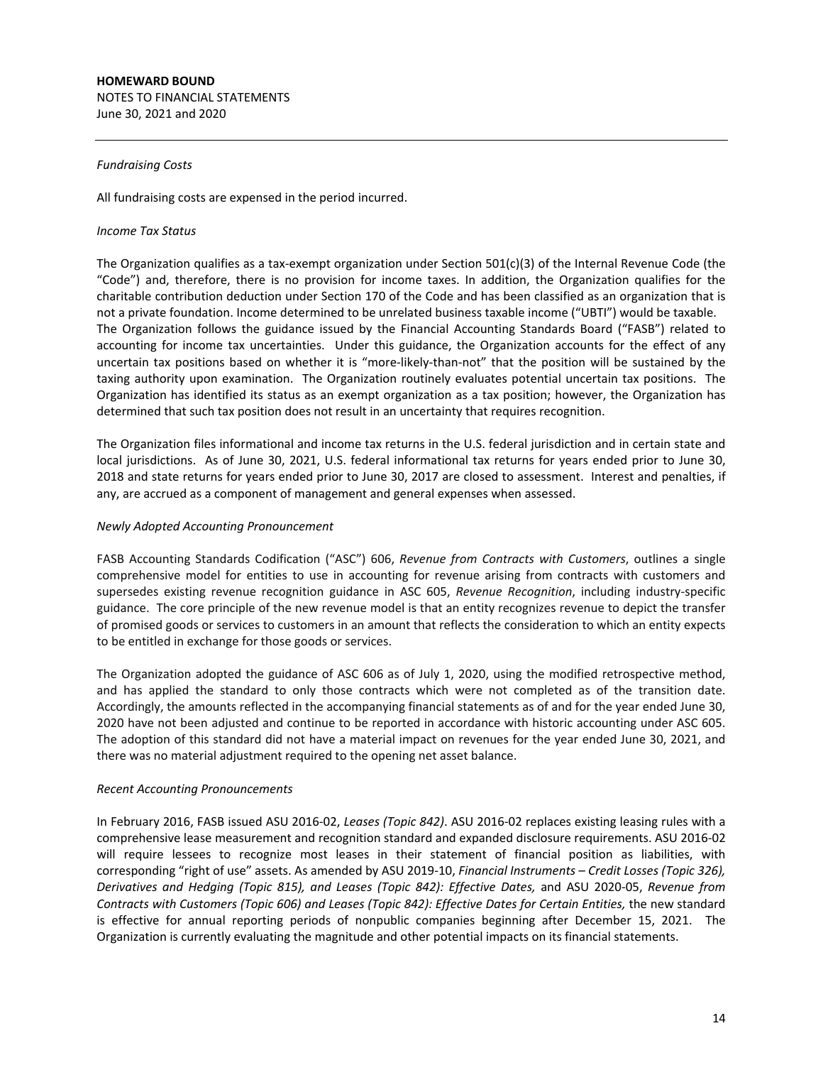*Fundraising Costs*

All fundraising costs are expensed in the period incurred.

*Income Tax Status*

The Organization qualifies as a tax-exempt organization under Section 501(c)(3) of the Internal Revenue Code (the "Code") and, therefore, there is no provision for income taxes. In addition, the Organization qualifies for the charitable contribution deduction under Section 170 of the Code and has been classified as an organization that is not a private foundation. Income determined to be unrelated business taxable income ("UBTI") would be taxable. The Organization follows the guidance issued by the Financial Accounting Standards Board ("FASB") related to accounting for income tax uncertainties. Under this guidance, the Organization accounts for the effect of any uncertain tax positions based on whether it is "more-likely-than-not" that the position will be sustained by the taxing authority upon examination. The Organization routinely evaluates potential uncertain tax positions. The Organization has identified its status as an exempt organization as a tax position; however, the Organization has determined that such tax position does not result in an uncertainty that requires recognition.

The Organization files informational and income tax returns in the U.S. federal jurisdiction and in certain state and local jurisdictions. As of June 30, 2021, U.S. federal informational tax returns for years ended prior to June 30, 2018 and state returns for years ended prior to June 30, 2017 are closed to assessment. Interest and penalties, if any, are accrued as a component of management and general expenses when assessed.

*Newly Adopted Accounting Pronouncement*

FASB Accounting Standards Codification ("ASC") 606, *Revenue from Contracts with Customers*, outlines a single comprehensive model for entities to use in accounting for revenue arising from contracts with customers and supersedes existing revenue recognition guidance in ASC 605, *Revenue Recognition*, including industry-specific guidance. The core principle of the new revenue model is that an entity recognizes revenue to depict the transfer of promised goods or services to customers in an amount that reflects the consideration to which an entity expects to be entitled in exchange for those goods or services.

The Organization adopted the guidance of ASC 606 as of July 1, 2020, using the modified retrospective method, and has applied the standard to only those contracts which were not completed as of the transition date. Accordingly, the amounts reflected in the accompanying financial statements as of and for the year ended June 30, 2020 have not been adjusted and continue to be reported in accordance with historic accounting under ASC 605. The adoption of this standard did not have a material impact on revenues for the year ended June 30, 2021, and there was no material adjustment required to the opening net asset balance.

*Recent Accounting Pronouncements*

In February 2016, FASB issued ASU 2016-02, *Leases (Topic 842)*. ASU 2016-02 replaces existing leasing rules with a comprehensive lease measurement and recognition standard and expanded disclosure requirements. ASU 2016-02 will require lessees to recognize most leases in their statement of financial position as liabilities, with corresponding "right of use" assets. As amended by ASU 2019-10, *Financial Instruments – Credit Losses (Topic 326), Derivatives and Hedging (Topic 815), and Leases (Topic 842): Effective Dates,* and ASU 2020-05, *Revenue from Contracts with Customers (Topic 606) and Leases (Topic 842): Effective Dates for Certain Entities,* the new standard is effective for annual reporting periods of nonpublic companies beginning after December 15, 2021. The Organization is currently evaluating the magnitude and other potential impacts on its financial statements.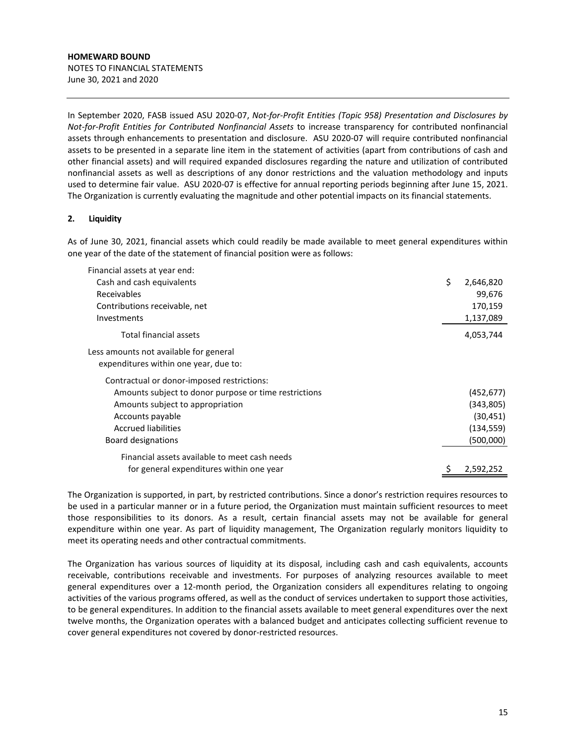In September 2020, FASB issued ASU 2020-07, *Not-for-Profit Entities (Topic 958) Presentation and Disclosures by Not-for-Profit Entities for Contributed Nonfinancial Assets* to increase transparency for contributed nonfinancial assets through enhancements to presentation and disclosure. ASU 2020-07 will require contributed nonfinancial assets to be presented in a separate line item in the statement of activities (apart from contributions of cash and other financial assets) and will required expanded disclosures regarding the nature and utilization of contributed nonfinancial assets as well as descriptions of any donor restrictions and the valuation methodology and inputs used to determine fair value. ASU 2020-07 is effective for annual reporting periods beginning after June 15, 2021. The Organization is currently evaluating the magnitude and other potential impacts on its financial statements.

## 2. Liquidity

As of June 30, 2021, financial assets which could readily be made available to meet general expenditures within one year of the date of the statement of financial position were as follows:

| | |
|---|---|
| Financial assets at year end: | |
| Cash and cash equivalents | $ 2,646,820 |
| Receivables | 99,676 |
| Contributions receivable, net | 170,159 |
| Investments | 1,137,089 |
| Total financial assets | 4,053,744 |
| Less amounts not available for general expenditures within one year, due to: | |
| Contractual or donor-imposed restrictions: | |
| Amounts subject to donor purpose or time restrictions | (452,677) |
| Amounts subject to appropriation | (343,805) |
| Accounts payable | (30,451) |
| Accrued liabilities | (134,559) |
| Board designations | (500,000) |
| Financial assets available to meet cash needs for general expenditures within one year | $ 2,592,252 |

The Organization is supported, in part, by restricted contributions. Since a donor's restriction requires resources to be used in a particular manner or in a future period, the Organization must maintain sufficient resources to meet those responsibilities to its donors. As a result, certain financial assets may not be available for general expenditure within one year. As part of liquidity management, The Organization regularly monitors liquidity to meet its operating needs and other contractual commitments.

The Organization has various sources of liquidity at its disposal, including cash and cash equivalents, accounts receivable, contributions receivable and investments. For purposes of analyzing resources available to meet general expenditures over a 12-month period, the Organization considers all expenditures relating to ongoing activities of the various programs offered, as well as the conduct of services undertaken to support those activities, to be general expenditures. In addition to the financial assets available to meet general expenditures over the next twelve months, the Organization operates with a balanced budget and anticipates collecting sufficient revenue to cover general expenditures not covered by donor-restricted resources.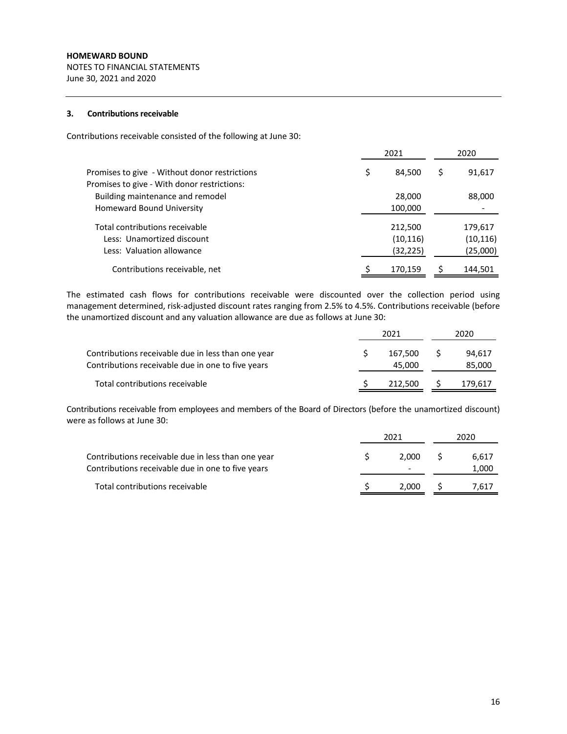**HOMEWARD BOUND**
NOTES TO FINANCIAL STATEMENTS
June 30, 2021 and 2020

### 3. Contributions receivable

Contributions receivable consisted of the following at June 30:

| | 2021 | 2020 |
|---|---|---|
| Promises to give - Without donor restrictions | $ 84,500 | $ 91,617 |
| Promises to give - With donor restrictions: | | |
| Building maintenance and remodel | 28,000 | 88,000 |
| Homeward Bound University | 100,000 | - |
| Total contributions receivable | 212,500 | 179,617 |
| Less: Unamortized discount | (10,116) | (10,116) |
| Less: Valuation allowance | (32,225) | (25,000) |
| Contributions receivable, net | $ 170,159 | $ 144,501 |

The estimated cash flows for contributions receivable were discounted over the collection period using management determined, risk-adjusted discount rates ranging from 2.5% to 4.5%. Contributions receivable (before the unamortized discount and any valuation allowance are due as follows at June 30:

| | 2021 | 2020 |
|---|---|---|
| Contributions receivable due in less than one year | $ 167,500 | $ 94,617 |
| Contributions receivable due in one to five years | 45,000 | 85,000 |
| Total contributions receivable | $ 212,500 | $ 179,617 |

Contributions receivable from employees and members of the Board of Directors (before the unamortized discount) were as follows at June 30:

| | 2021 | 2020 |
|---|---|---|
| Contributions receivable due in less than one year | $ 2,000 | $ 6,617 |
| Contributions receivable due in one to five years | - | 1,000 |
| Total contributions receivable | $ 2,000 | $ 7,617 |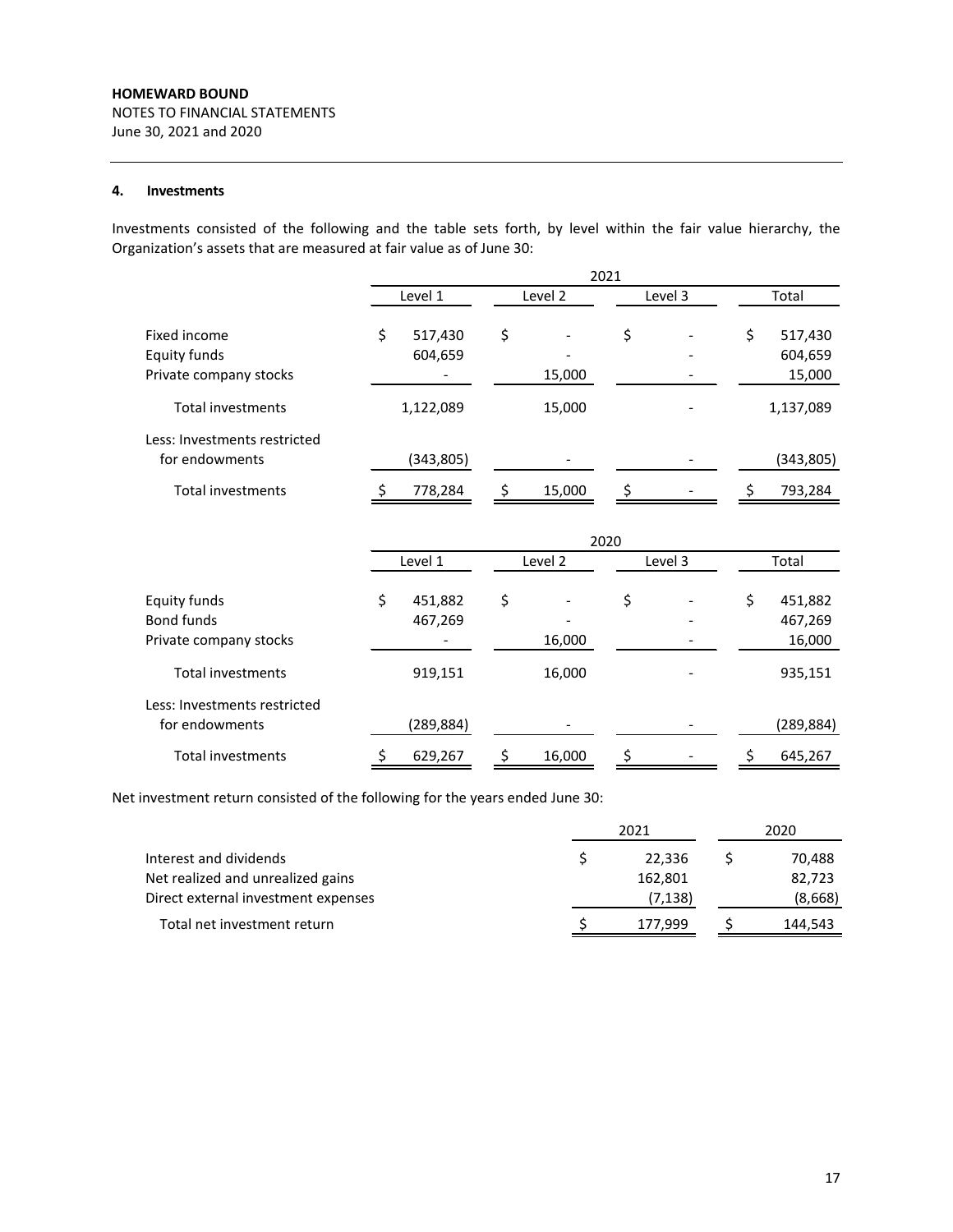**HOMEWARD BOUND**
NOTES TO FINANCIAL STATEMENTS
June 30, 2021 and 2020

#### 4. Investments

Investments consisted of the following and the table sets forth, by level within the fair value hierarchy, the Organization's assets that are measured at fair value as of June 30:

| | 2021 | | | |
|---|---|---|---|---|
| | Level 1 | Level 2 | Level 3 | Total |
| Fixed income | $ 517,430 | $ - | $ - | $ 517,430 |
| Equity funds | 604,659 | - | - | 604,659 |
| Private company stocks | - | 15,000 | - | 15,000 |
| Total investments | 1,122,089 | 15,000 | - | 1,137,089 |
| Less: Investments restricted for endowments | (343,805) | - | - | (343,805) |
| Total investments | $ 778,284 | $ 15,000 | $ - | $ 793,284 |

| | 2020 | | | |
|---|---|---|---|---|
| | Level 1 | Level 2 | Level 3 | Total |
| Equity funds | $ 451,882 | $ - | $ - | $ 451,882 |
| Bond funds | 467,269 | - | - | 467,269 |
| Private company stocks | - | 16,000 | - | 16,000 |
| Total investments | 919,151 | 16,000 | - | 935,151 |
| Less: Investments restricted for endowments | (289,884) | - | - | (289,884) |
| Total investments | $ 629,267 | $ 16,000 | $ - | $ 645,267 |

Net investment return consisted of the following for the years ended June 30:

| | 2021 | 2020 |
|---|---|---|
| Interest and dividends | $ 22,336 | $ 70,488 |
| Net realized and unrealized gains | 162,801 | 82,723 |
| Direct external investment expenses | (7,138) | (8,668) |
| Total net investment return | $ 177,999 | $ 144,543 |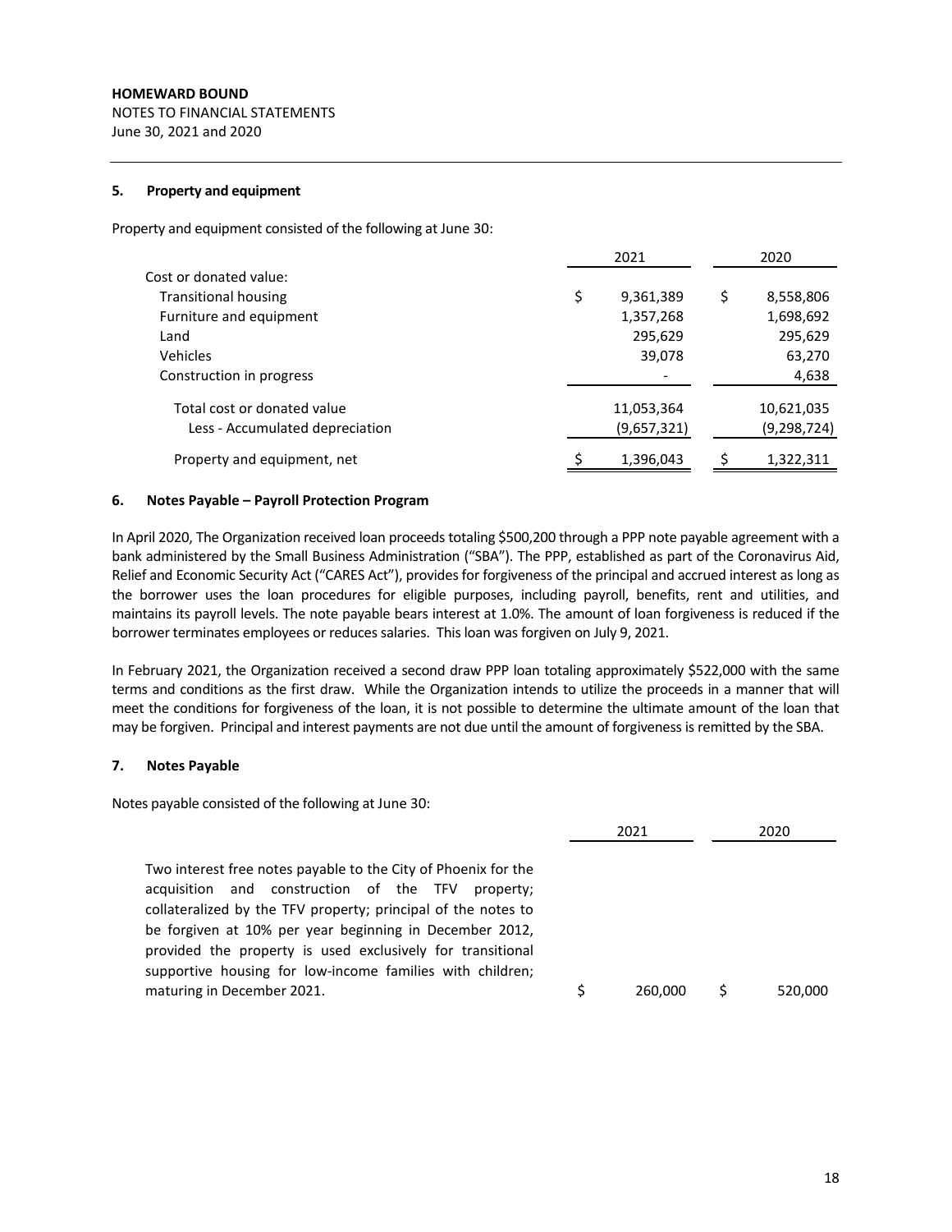**HOMEWARD BOUND**
NOTES TO FINANCIAL STATEMENTS
June 30, 2021 and 2020

### 5. Property and equipment

Property and equipment consisted of the following at June 30:

| | 2021 | 2020 |
|---|---|---|
| Cost or donated value: | | |
| Transitional housing | $ 9,361,389 | $ 8,558,806 |
| Furniture and equipment | 1,357,268 | 1,698,692 |
| Land | 295,629 | 295,629 |
| Vehicles | 39,078 | 63,270 |
| Construction in progress | - | 4,638 |
| Total cost or donated value | 11,053,364 | 10,621,035 |
| Less - Accumulated depreciation | (9,657,321) | (9,298,724) |
| Property and equipment, net | $ 1,396,043 | $ 1,322,311 |

### 6. Notes Payable – Payroll Protection Program

In April 2020, The Organization received loan proceeds totaling $500,200 through a PPP note payable agreement with a bank administered by the Small Business Administration ("SBA"). The PPP, established as part of the Coronavirus Aid, Relief and Economic Security Act ("CARES Act"), provides for forgiveness of the principal and accrued interest as long as the borrower uses the loan procedures for eligible purposes, including payroll, benefits, rent and utilities, and maintains its payroll levels. The note payable bears interest at 1.0%. The amount of loan forgiveness is reduced if the borrower terminates employees or reduces salaries. This loan was forgiven on July 9, 2021.

In February 2021, the Organization received a second draw PPP loan totaling approximately $522,000 with the same terms and conditions as the first draw. While the Organization intends to utilize the proceeds in a manner that will meet the conditions for forgiveness of the loan, it is not possible to determine the ultimate amount of the loan that may be forgiven. Principal and interest payments are not due until the amount of forgiveness is remitted by the SBA.

### 7. Notes Payable

Notes payable consisted of the following at June 30:

| | 2021 | 2020 |
|---|---|---|
| Two interest free notes payable to the City of Phoenix for the acquisition and construction of the TFV property; collateralized by the TFV property; principal of the notes to be forgiven at 10% per year beginning in December 2012, provided the property is used exclusively for transitional supportive housing for low-income families with children; maturing in December 2021. | $ 260,000 | $ 520,000 |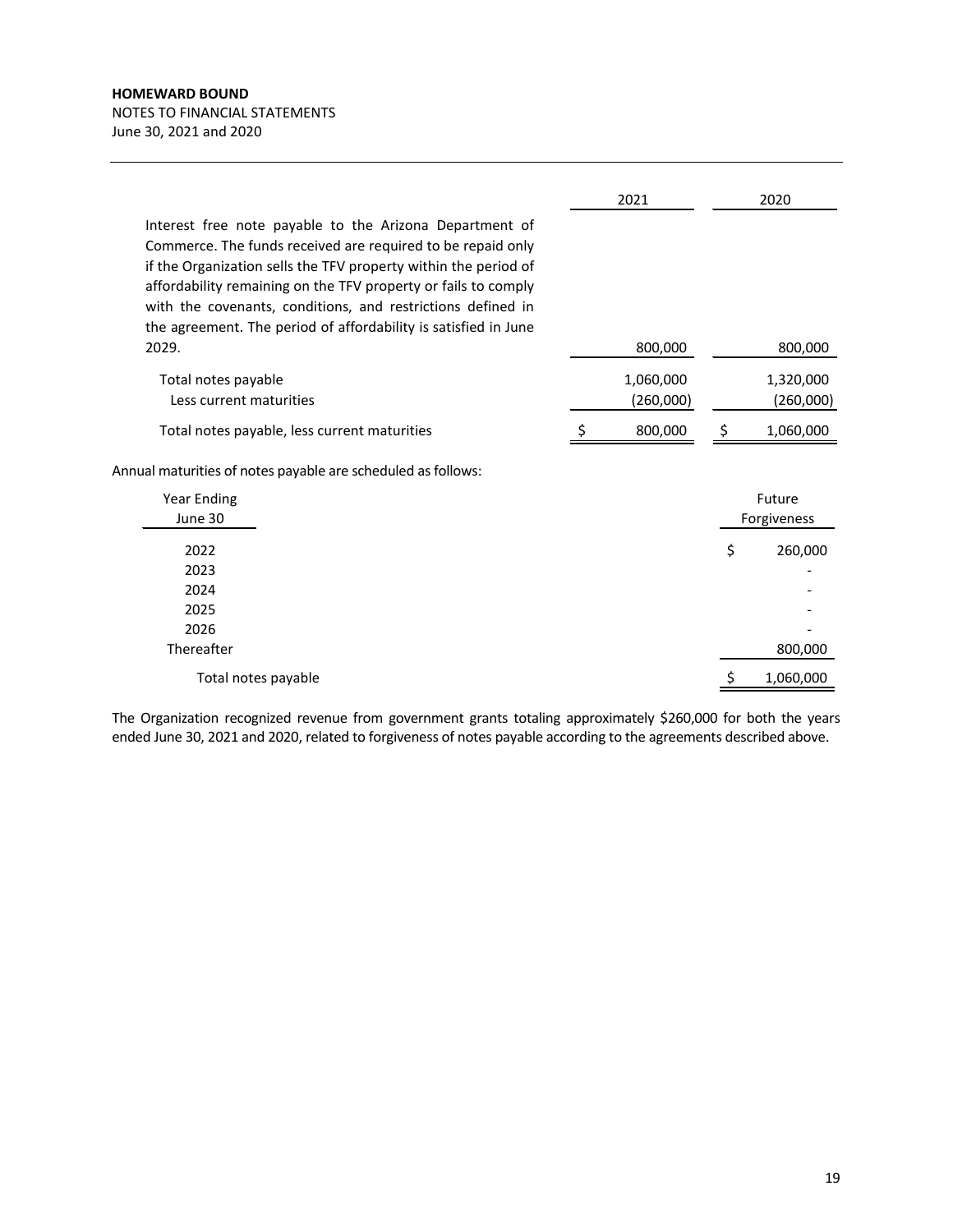**HOMEWARD BOUND**
NOTES TO FINANCIAL STATEMENTS
June 30, 2021 and 2020

| | 2021 | 2020 |
|---|---|---|
| Interest free note payable to the Arizona Department of Commerce. The funds received are required to be repaid only if the Organization sells the TFV property within the period of affordability remaining on the TFV property or fails to comply with the covenants, conditions, and restrictions defined in the agreement. The period of affordability is satisfied in June 2029. | 800,000 | 800,000 |
| Total notes payable | 1,060,000 | 1,320,000 |
| Less current maturities | (260,000) | (260,000) |
| Total notes payable, less current maturities | $ 800,000 | $ 1,060,000 |

Annual maturities of notes payable are scheduled as follows:

| Year Ending June 30 | Future Forgiveness |
|---|---|
| 2022 | $ 260,000 |
| 2023 | - |
| 2024 | - |
| 2025 | - |
| 2026 | - |
| Thereafter | 800,000 |
| Total notes payable | $ 1,060,000 |

The Organization recognized revenue from government grants totaling approximately $260,000 for both the years ended June 30, 2021 and 2020, related to forgiveness of notes payable according to the agreements described above.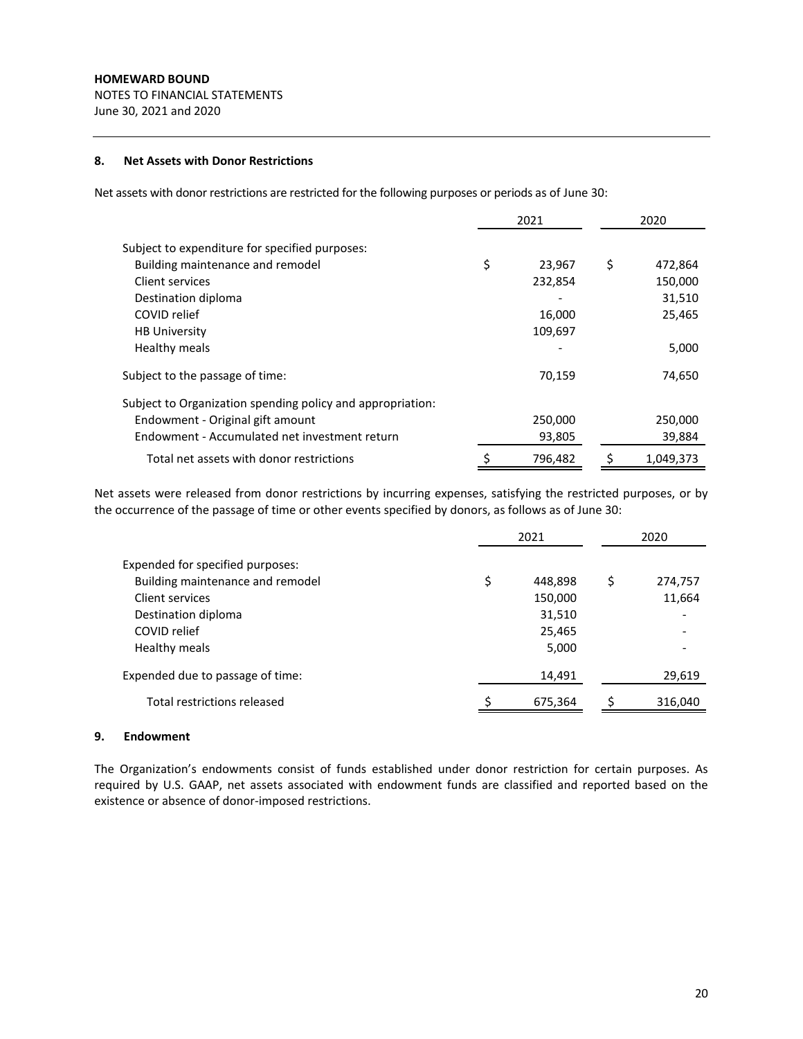**HOMEWARD BOUND**
NOTES TO FINANCIAL STATEMENTS
June 30, 2021 and 2020

## 8. Net Assets with Donor Restrictions

Net assets with donor restrictions are restricted for the following purposes or periods as of June 30:

| | 2021 | 2020 |
|---|---|---|
| Subject to expenditure for specified purposes: | | |
| Building maintenance and remodel | $ 23,967 | $ 472,864 |
| Client services | 232,854 | 150,000 |
| Destination diploma | - | 31,510 |
| COVID relief | 16,000 | 25,465 |
| HB University | 109,697 | |
| Healthy meals | - | 5,000 |
| Subject to the passage of time: | 70,159 | 74,650 |
| Subject to Organization spending policy and appropriation: | | |
| Endowment - Original gift amount | 250,000 | 250,000 |
| Endowment - Accumulated net investment return | 93,805 | 39,884 |
| Total net assets with donor restrictions | $ 796,482 | $ 1,049,373 |

Net assets were released from donor restrictions by incurring expenses, satisfying the restricted purposes, or by the occurrence of the passage of time or other events specified by donors, as follows as of June 30:

| | 2021 | 2020 |
|---|---|---|
| Expended for specified purposes: | | |
| Building maintenance and remodel | $ 448,898 | $ 274,757 |
| Client services | 150,000 | 11,664 |
| Destination diploma | 31,510 | - |
| COVID relief | 25,465 | - |
| Healthy meals | 5,000 | - |
| Expended due to passage of time: | 14,491 | 29,619 |
| Total restrictions released | $ 675,364 | $ 316,040 |

## 9. Endowment

The Organization's endowments consist of funds established under donor restriction for certain purposes. As required by U.S. GAAP, net assets associated with endowment funds are classified and reported based on the existence or absence of donor-imposed restrictions.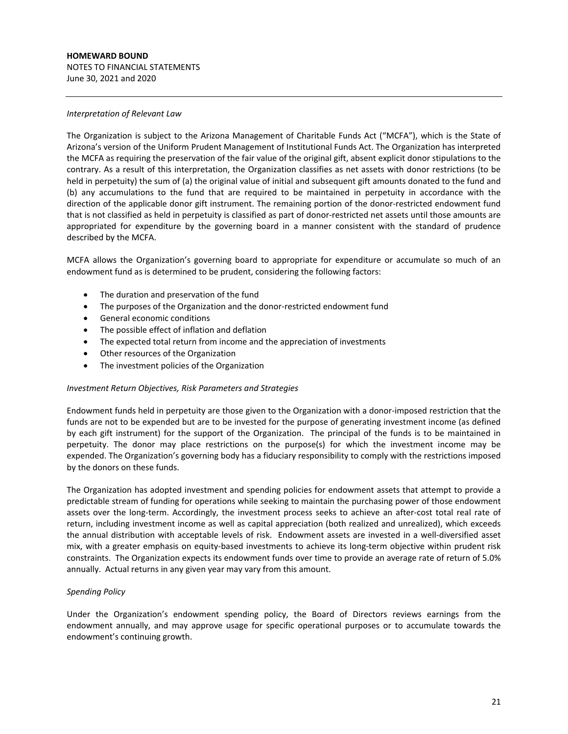*Interpretation of Relevant Law*

The Organization is subject to the Arizona Management of Charitable Funds Act ("MCFA"), which is the State of Arizona's version of the Uniform Prudent Management of Institutional Funds Act. The Organization has interpreted the MCFA as requiring the preservation of the fair value of the original gift, absent explicit donor stipulations to the contrary. As a result of this interpretation, the Organization classifies as net assets with donor restrictions (to be held in perpetuity) the sum of (a) the original value of initial and subsequent gift amounts donated to the fund and (b) any accumulations to the fund that are required to be maintained in perpetuity in accordance with the direction of the applicable donor gift instrument. The remaining portion of the donor-restricted endowment fund that is not classified as held in perpetuity is classified as part of donor-restricted net assets until those amounts are appropriated for expenditure by the governing board in a manner consistent with the standard of prudence described by the MCFA.

MCFA allows the Organization's governing board to appropriate for expenditure or accumulate so much of an endowment fund as is determined to be prudent, considering the following factors:

- The duration and preservation of the fund
- The purposes of the Organization and the donor-restricted endowment fund
- General economic conditions
- The possible effect of inflation and deflation
- The expected total return from income and the appreciation of investments
- Other resources of the Organization
- The investment policies of the Organization

*Investment Return Objectives, Risk Parameters and Strategies*

Endowment funds held in perpetuity are those given to the Organization with a donor-imposed restriction that the funds are not to be expended but are to be invested for the purpose of generating investment income (as defined by each gift instrument) for the support of the Organization. The principal of the funds is to be maintained in perpetuity. The donor may place restrictions on the purpose(s) for which the investment income may be expended. The Organization's governing body has a fiduciary responsibility to comply with the restrictions imposed by the donors on these funds.

The Organization has adopted investment and spending policies for endowment assets that attempt to provide a predictable stream of funding for operations while seeking to maintain the purchasing power of those endowment assets over the long-term. Accordingly, the investment process seeks to achieve an after-cost total real rate of return, including investment income as well as capital appreciation (both realized and unrealized), which exceeds the annual distribution with acceptable levels of risk. Endowment assets are invested in a well-diversified asset mix, with a greater emphasis on equity-based investments to achieve its long-term objective within prudent risk constraints. The Organization expects its endowment funds over time to provide an average rate of return of 5.0% annually. Actual returns in any given year may vary from this amount.

*Spending Policy*

Under the Organization's endowment spending policy, the Board of Directors reviews earnings from the endowment annually, and may approve usage for specific operational purposes or to accumulate towards the endowment's continuing growth.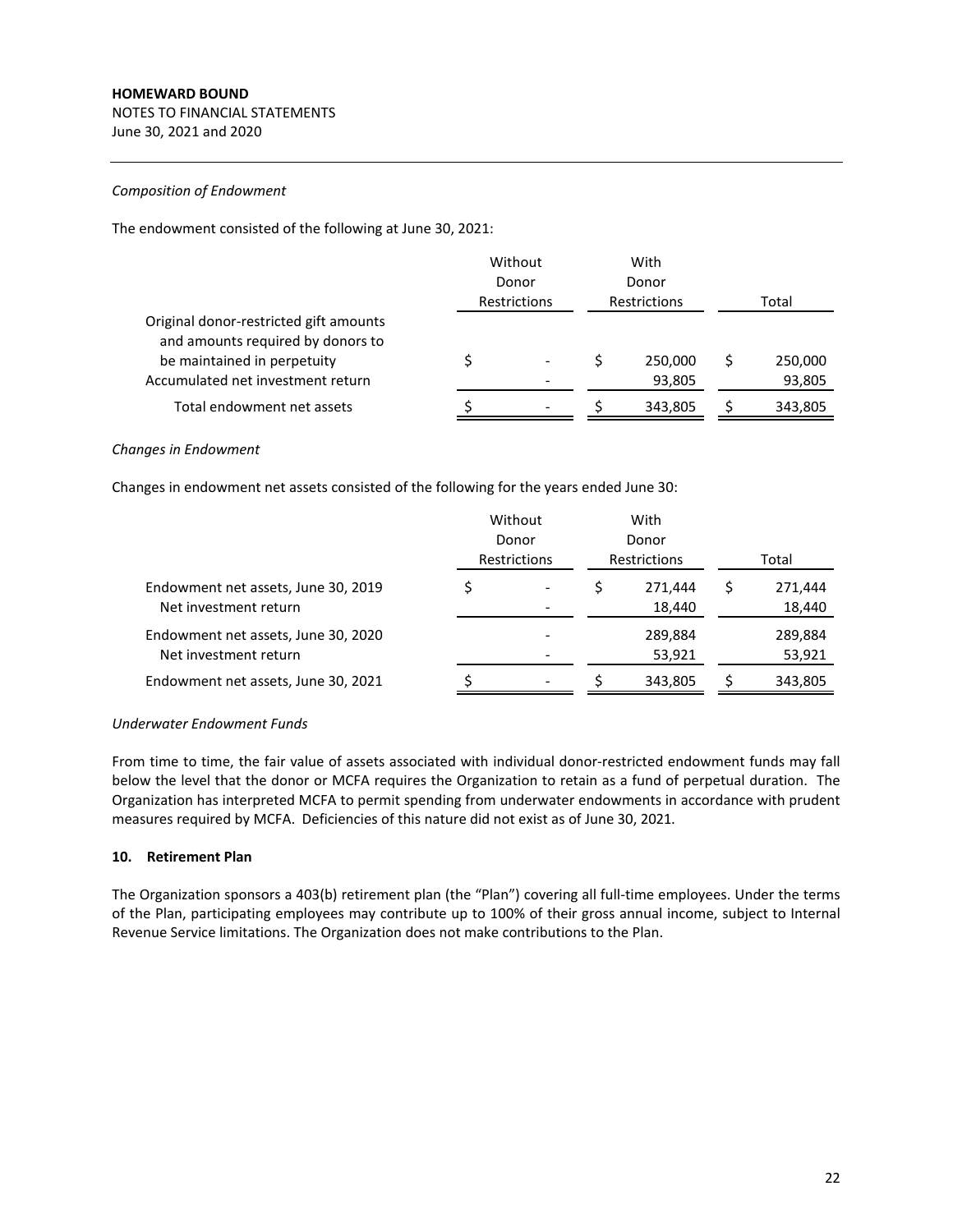*Composition of Endowment*

The endowment consisted of the following at June 30, 2021:

| | Without Donor Restrictions | With Donor Restrictions | Total |
|---|---|---|---|
| Original donor-restricted gift amounts and amounts required by donors to be maintained in perpetuity | $ - | $ 250,000 | $ 250,000 |
| Accumulated net investment return | - | 93,805 | 93,805 |
| Total endowment net assets | $ - | $ 343,805 | $ 343,805 |

*Changes in Endowment*

Changes in endowment net assets consisted of the following for the years ended June 30:

| | Without Donor Restrictions | With Donor Restrictions | Total |
|---|---|---|---|
| Endowment net assets, June 30, 2019 | $ - | $ 271,444 | $ 271,444 |
| Net investment return | - | 18,440 | 18,440 |
| Endowment net assets, June 30, 2020 | - | 289,884 | 289,884 |
| Net investment return | - | 53,921 | 53,921 |
| Endowment net assets, June 30, 2021 | $ - | $ 343,805 | $ 343,805 |

*Underwater Endowment Funds*

From time to time, the fair value of assets associated with individual donor-restricted endowment funds may fall below the level that the donor or MCFA requires the Organization to retain as a fund of perpetual duration. The Organization has interpreted MCFA to permit spending from underwater endowments in accordance with prudent measures required by MCFA. Deficiencies of this nature did not exist as of June 30, 2021.

**10. Retirement Plan**

The Organization sponsors a 403(b) retirement plan (the "Plan") covering all full-time employees. Under the terms of the Plan, participating employees may contribute up to 100% of their gross annual income, subject to Internal Revenue Service limitations. The Organization does not make contributions to the Plan.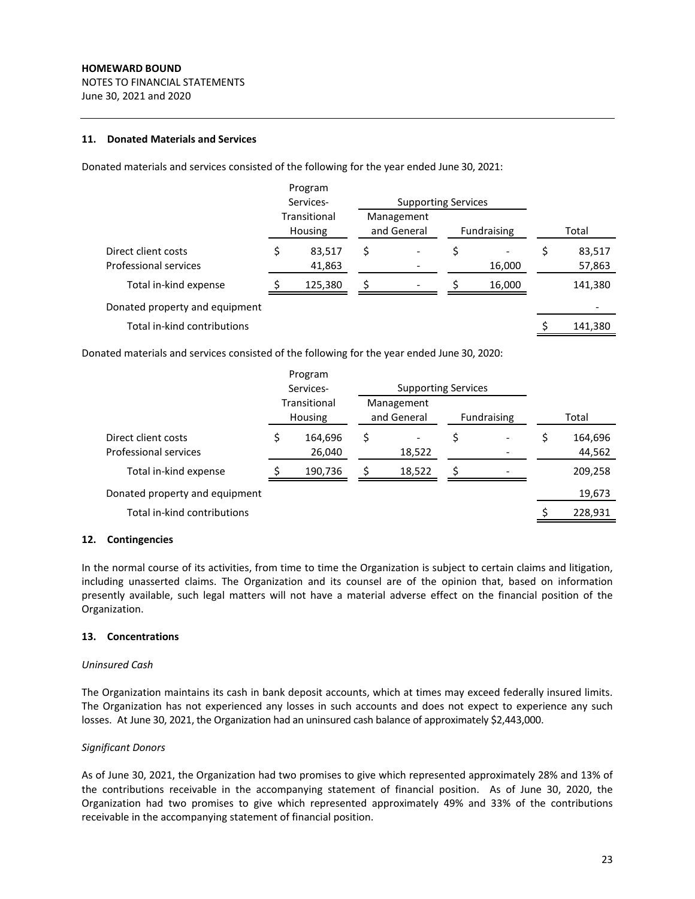**HOMEWARD BOUND**
NOTES TO FINANCIAL STATEMENTS
June 30, 2021 and 2020

### 11. Donated Materials and Services

Donated materials and services consisted of the following for the year ended June 30, 2021:

| | Program Services- Transitional Housing | Supporting Services | | Total |
|---|---|---|---|---|
| | | Management and General | Fundraising | |
| Direct client costs | $ 83,517 | $ - | $ - | $ 83,517 |
| Professional services | 41,863 | - | 16,000 | 57,863 |
| Total in-kind expense | $ 125,380 | $ - | $ 16,000 | 141,380 |
| Donated property and equipment | | | | - |
| Total in-kind contributions | | | | $ 141,380 |

Donated materials and services consisted of the following for the year ended June 30, 2020:

| | Program Services- Transitional Housing | Supporting Services | | Total |
|---|---|---|---|---|
| | | Management and General | Fundraising | |
| Direct client costs | $ 164,696 | $ - | $ - | $ 164,696 |
| Professional services | 26,040 | 18,522 | - | 44,562 |
| Total in-kind expense | $ 190,736 | $ 18,522 | $ - | 209,258 |
| Donated property and equipment | | | | 19,673 |
| Total in-kind contributions | | | | $ 228,931 |

### 12. Contingencies

In the normal course of its activities, from time to time the Organization is subject to certain claims and litigation, including unasserted claims. The Organization and its counsel are of the opinion that, based on information presently available, such legal matters will not have a material adverse effect on the financial position of the Organization.

### 13. Concentrations

*Uninsured Cash*

The Organization maintains its cash in bank deposit accounts, which at times may exceed federally insured limits. The Organization has not experienced any losses in such accounts and does not expect to experience any such losses. At June 30, 2021, the Organization had an uninsured cash balance of approximately $2,443,000.

*Significant Donors*

As of June 30, 2021, the Organization had two promises to give which represented approximately 28% and 13% of the contributions receivable in the accompanying statement of financial position. As of June 30, 2020, the Organization had two promises to give which represented approximately 49% and 33% of the contributions receivable in the accompanying statement of financial position.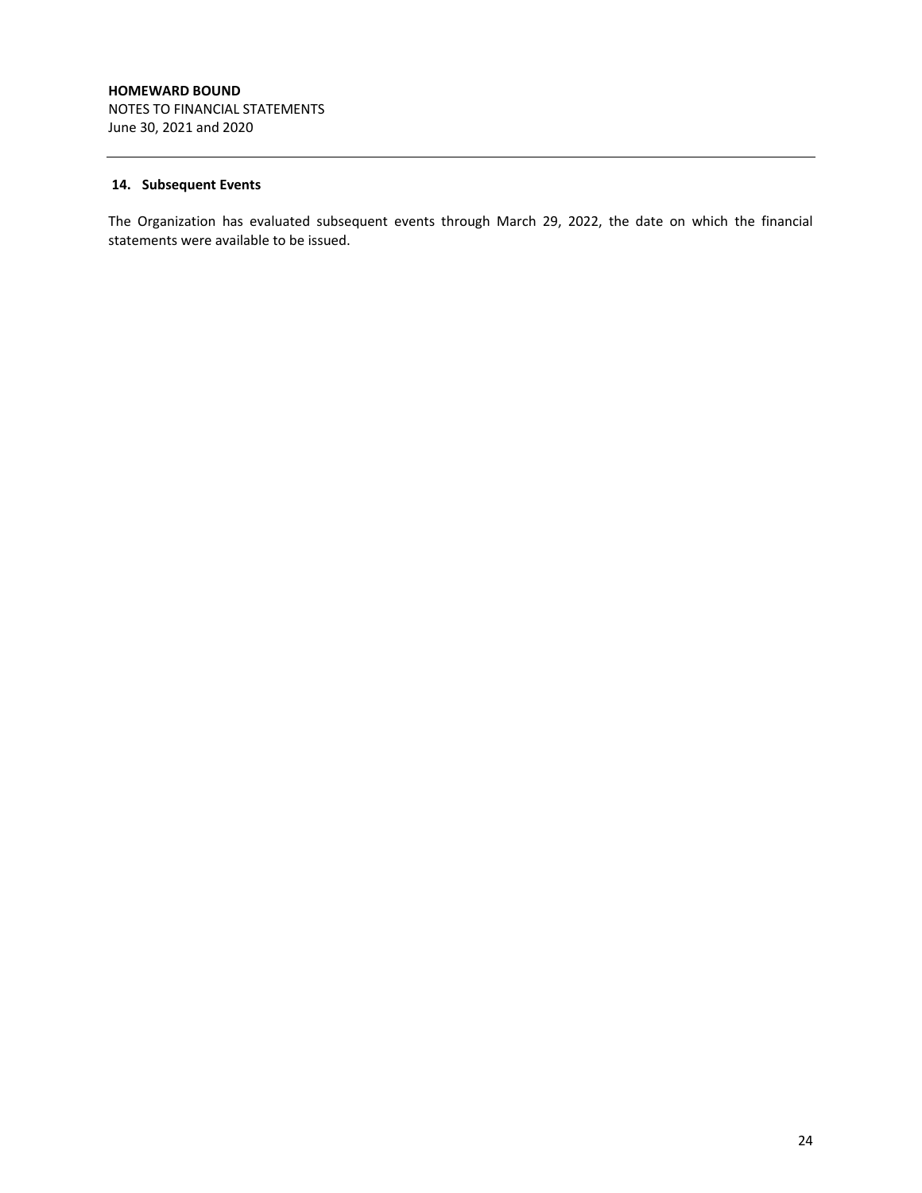## 14. Subsequent Events

The Organization has evaluated subsequent events through March 29, 2022, the date on which the financial statements were available to be issued.